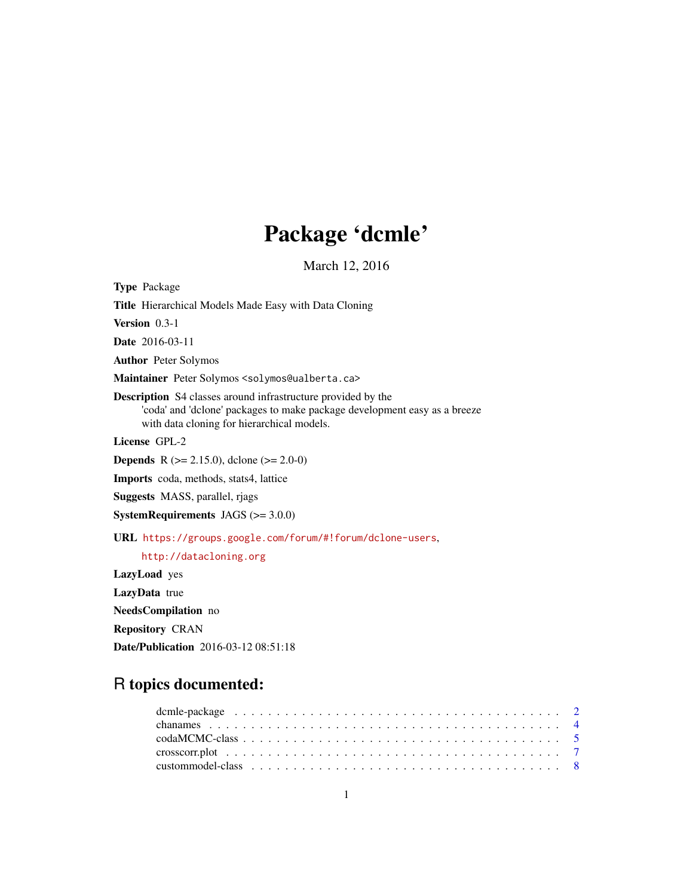# Package 'dcmle'

March 12, 2016

**Type** Package

**Title** Hierarchical Models Made Easy with Data Cloning

**Version** 0.3-1

**Date** 2016-03-11

**Author** Peter Solymos

**Maintainer** Peter Solymos <solymos@ualberta.ca>

**Description** S4 classes around infrastructure provided by the 'coda' and 'dclone' packages to make package development easy as a breeze with data cloning for hierarchical models.

**License** GPL-2

**Depends** R (>= 2.15.0), dclone (>= 2.0-0)

**Imports** coda, methods, stats4, lattice

**Suggests** MASS, parallel, rjags

**SystemRequirements** JAGS (>= 3.0.0)

**URL** https://groups.google.com/forum/#!forum/dclone-users, http://datacloning.org

**LazyLoad** yes

**LazyData** true

**NeedsCompilation** no

**Repository** CRAN

**Date/Publication** 2016-03-12 08:51:18

## R topics documented:

dcmle-package . . . . . . . . . . . . . . . . . . . . . . . . . . . . . . . . . . . . . . 2
chanames . . . . . . . . . . . . . . . . . . . . . . . . . . . . . . . . . . . . . . . . . 4
codaMCMC-class . . . . . . . . . . . . . . . . . . . . . . . . . . . . . . . . . . . . . 5
crosscorr.plot . . . . . . . . . . . . . . . . . . . . . . . . . . . . . . . . . . . . . . 7
custommodel-class . . . . . . . . . . . . . . . . . . . . . . . . . . . . . . . . . . . . 8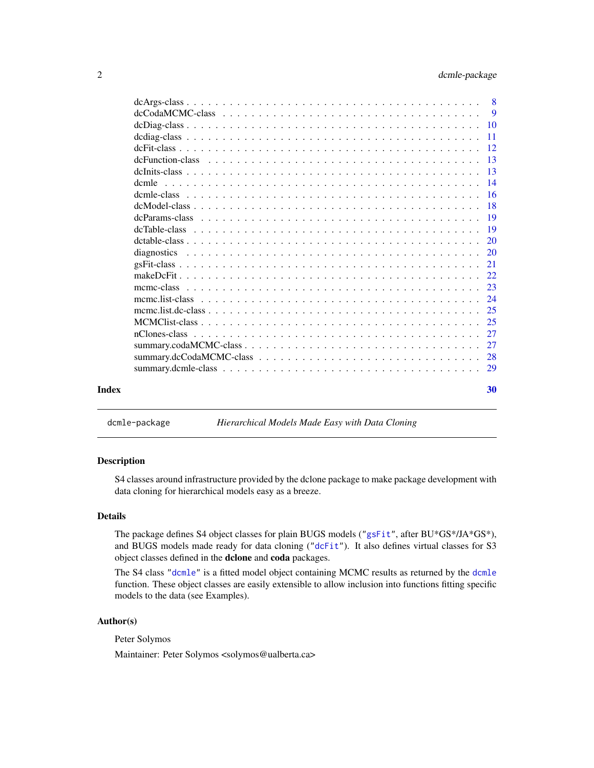dcArgs-class . . . . . . . . . . . . . . . . . . . . . . . . . . . . . . . . . . . . . . 8
dcCodaMCMC-class . . . . . . . . . . . . . . . . . . . . . . . . . . . . . . . . . . . 9
dcDiag-class . . . . . . . . . . . . . . . . . . . . . . . . . . . . . . . . . . . . . . 10
dcdiag-class . . . . . . . . . . . . . . . . . . . . . . . . . . . . . . . . . . . . . . 11
dcFit-class . . . . . . . . . . . . . . . . . . . . . . . . . . . . . . . . . . . . . . . 12
dcFunction-class . . . . . . . . . . . . . . . . . . . . . . . . . . . . . . . . . . . . 13
dcInits-class . . . . . . . . . . . . . . . . . . . . . . . . . . . . . . . . . . . . . . 13
dcmle . . . . . . . . . . . . . . . . . . . . . . . . . . . . . . . . . . . . . . . . . . 14
dcmle-class . . . . . . . . . . . . . . . . . . . . . . . . . . . . . . . . . . . . . . . 16
dcModel-class . . . . . . . . . . . . . . . . . . . . . . . . . . . . . . . . . . . . . . 18
dcParams-class . . . . . . . . . . . . . . . . . . . . . . . . . . . . . . . . . . . . . 19
dcTable-class . . . . . . . . . . . . . . . . . . . . . . . . . . . . . . . . . . . . . . 19
dctable-class . . . . . . . . . . . . . . . . . . . . . . . . . . . . . . . . . . . . . . 20
diagnostics . . . . . . . . . . . . . . . . . . . . . . . . . . . . . . . . . . . . . . . 20
gsFit-class . . . . . . . . . . . . . . . . . . . . . . . . . . . . . . . . . . . . . . . 21
makeDcFit . . . . . . . . . . . . . . . . . . . . . . . . . . . . . . . . . . . . . . . . 22
mcmc-class . . . . . . . . . . . . . . . . . . . . . . . . . . . . . . . . . . . . . . . . 23
mcmc.list-class . . . . . . . . . . . . . . . . . . . . . . . . . . . . . . . . . . . . . 24
mcmc.list.dc-class . . . . . . . . . . . . . . . . . . . . . . . . . . . . . . . . . . . 25
MCMClist-class . . . . . . . . . . . . . . . . . . . . . . . . . . . . . . . . . . . . . 25
nClones-class . . . . . . . . . . . . . . . . . . . . . . . . . . . . . . . . . . . . . . 27
summary.codaMCMC-class . . . . . . . . . . . . . . . . . . . . . . . . . . . . . . . 27
summary.dcCodaMCMC-class . . . . . . . . . . . . . . . . . . . . . . . . . . . . . 28
summary.dcmle-class . . . . . . . . . . . . . . . . . . . . . . . . . . . . . . . . . . 29

**Index** **30**

---

`dcmle-package` *Hierarchical Models Made Easy with Data Cloning*

---

### Description

S4 classes around infrastructure provided by the dclone package to make package development with data cloning for hierarchical models easy as a breeze.

### Details

The package defines S4 object classes for plain BUGS models (`"gsFit"`, after BU*GS*/JA*GS*), and BUGS models made ready for data cloning (`"dcFit"`). It also defines virtual classes for S3 object classes defined in the **dclone** and **coda** packages.

The S4 class `"dcmle"` is a fitted model object containing MCMC results as returned by the `dcmle` function. These object classes are easily extensible to allow inclusion into functions fitting specific models to the data (see Examples).

### Author(s)

Peter Solymos

Maintainer: Peter Solymos <solymos@ualberta.ca>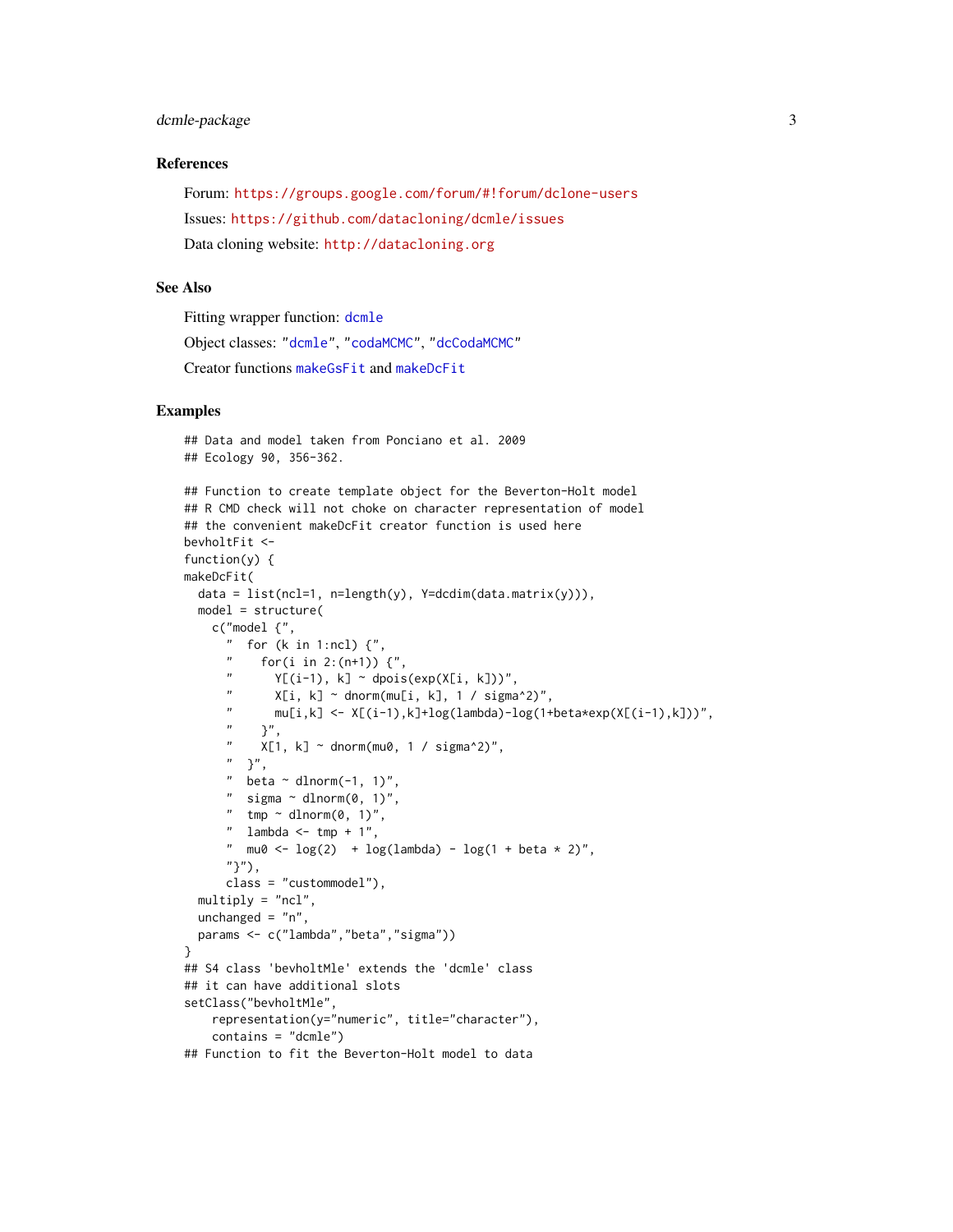### References

Forum: https://groups.google.com/forum/#!forum/dclone-users

Issues: https://github.com/datacloning/dcmle/issues

Data cloning website: http://datacloning.org

### See Also

Fitting wrapper function: dcmle

Object classes: "dcmle", "codaMCMC", "dcCodaMCMC"

Creator functions makeGsFit and makeDcFit

### Examples

```
## Data and model taken from Ponciano et al. 2009
## Ecology 90, 356-362.

## Function to create template object for the Beverton-Holt model
## R CMD check will not choke on character representation of model
## the convenient makeDcFit creator function is used here
bevholtFit <-
function(y) {
makeDcFit(
  data = list(ncl=1, n=length(y), Y=dcdim(data.matrix(y))),
  model = structure(
    c("model {",
      "  for (k in 1:ncl) {",
      "    for(i in 2:(n+1)) {",
      "      Y[(i-1), k] ~ dpois(exp(X[i, k]))",
      "      X[i, k] ~ dnorm(mu[i, k], 1 / sigma^2)",
      "      mu[i,k] <- X[(i-1),k]+log(lambda)-log(1+beta*exp(X[(i-1),k]))",
      "    }",
      "    X[1, k] ~ dnorm(mu0, 1 / sigma^2)",
      "  }",
      "  beta ~ dlnorm(-1, 1)",
      "  sigma ~ dlnorm(0, 1)",
      "  tmp ~ dlnorm(0, 1)",
      "  lambda <- tmp + 1",
      "  mu0 <- log(2)  + log(lambda) - log(1 + beta * 2)",
      "}"),
      class = "custommodel"),
  multiply = "ncl",
  unchanged = "n",
  params <- c("lambda","beta","sigma"))
}
## S4 class 'bevholtMle' extends the 'dcmle' class
## it can have additional slots
setClass("bevholtMle",
    representation(y="numeric", title="character"),
    contains = "dcmle")
## Function to fit the Beverton-Holt model to data
```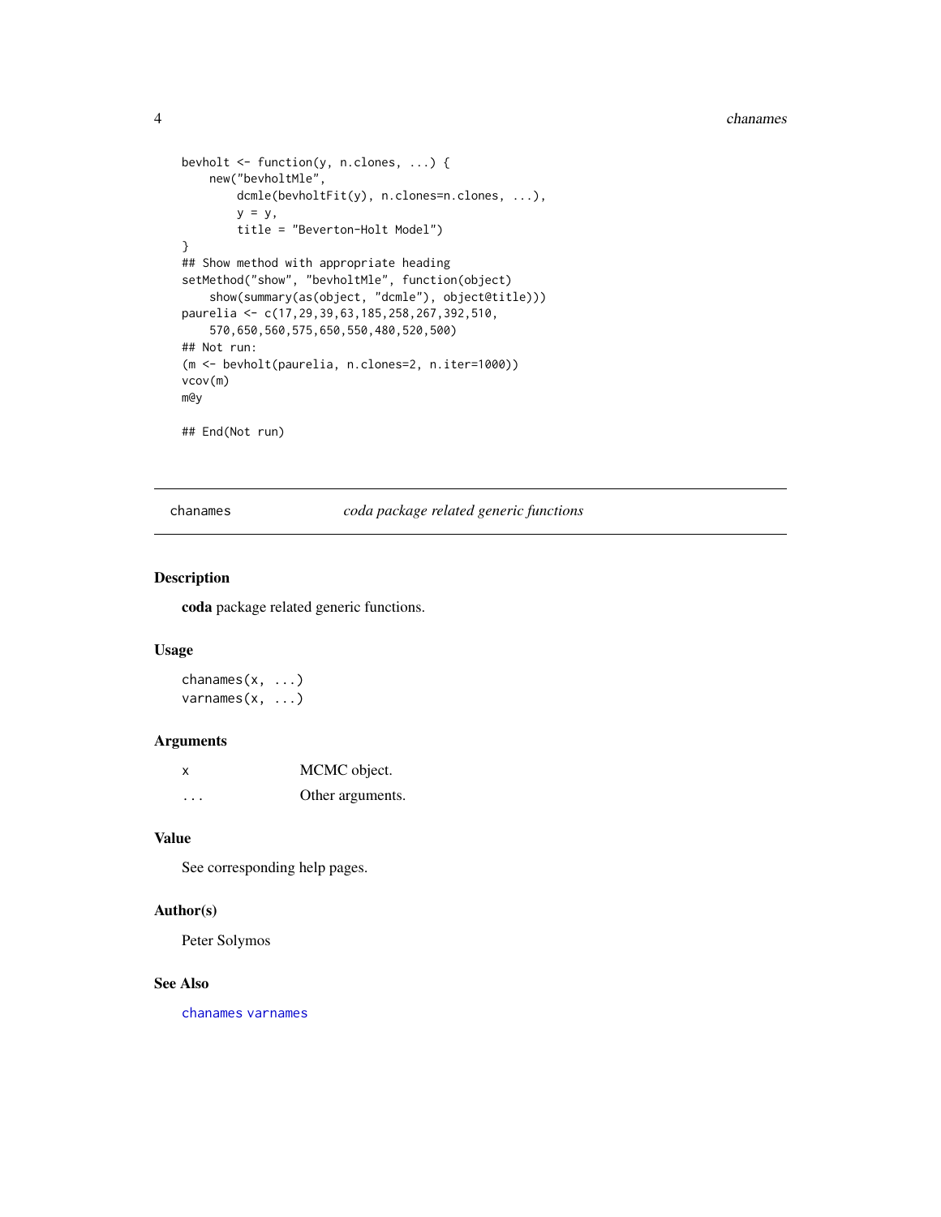```
bevholt <- function(y, n.clones, ...) {
    new("bevholtMle",
        dcmle(bevholtFit(y), n.clones=n.clones, ...),
        y = y,
        title = "Beverton-Holt Model")
}
## Show method with appropriate heading
setMethod("show", "bevholtMle", function(object)
    show(summary(as(object, "dcmle"), object@title)))
paurelia <- c(17,29,39,63,185,258,267,392,510,
    570,650,560,575,650,550,480,520,500)
## Not run:
(m <- bevholt(paurelia, n.clones=2, n.iter=1000))
vcov(m)
m@y

## End(Not run)
```

## chanames — *coda package related generic functions*

### Description

**coda** package related generic functions.

### Usage

```
chanames(x, ...)
varnames(x, ...)
```

### Arguments

| | |
|---|---|
| x | MCMC object. |
| ... | Other arguments. |

### Value

See corresponding help pages.

### Author(s)

Peter Solymos

### See Also

chanames varnames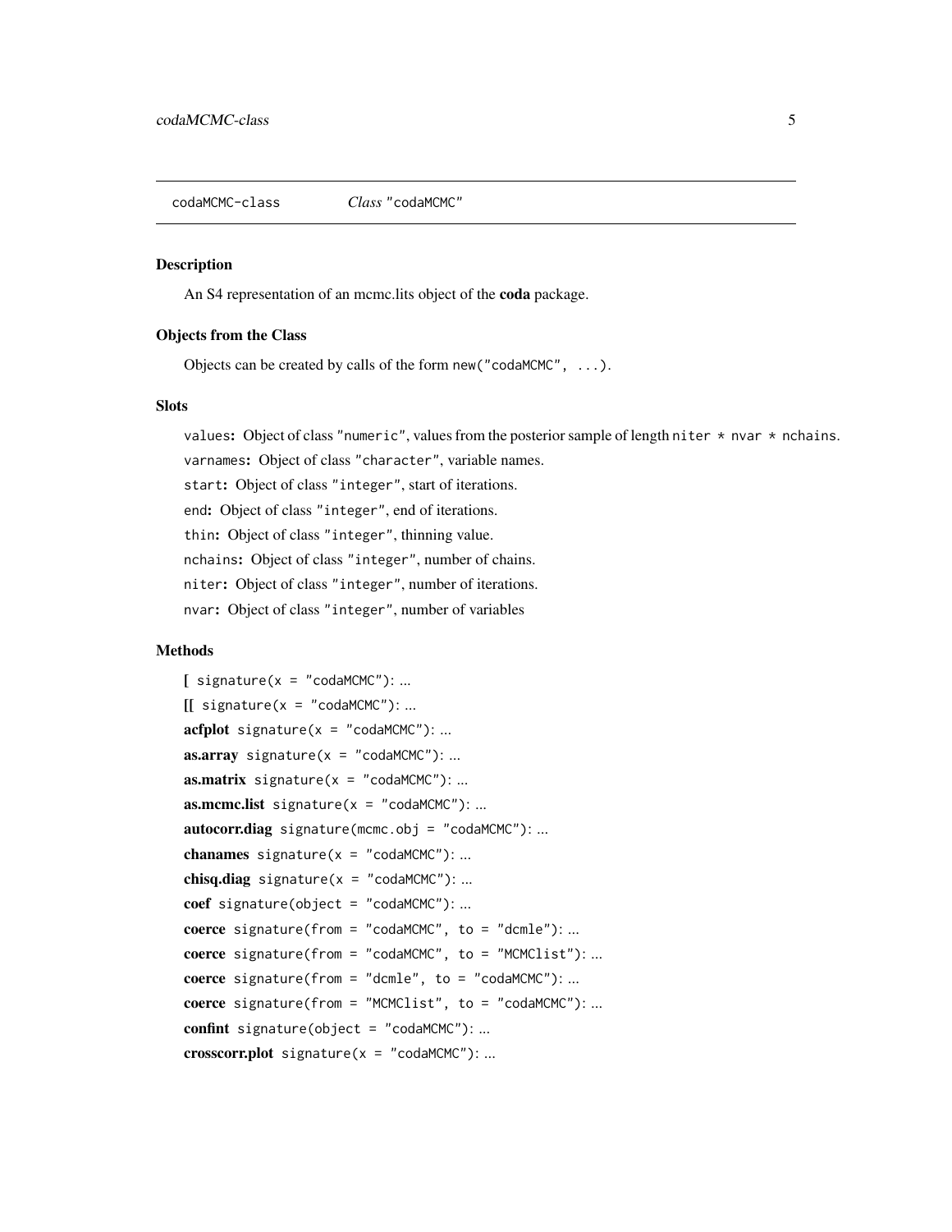codaMCMC-class    *Class* "codaMCMC"

### Description

An S4 representation of an mcmc.lits object of the **coda** package.

### Objects from the Class

Objects can be created by calls of the form `new("codaMCMC", ...)`.

### Slots

`values`**:** Object of class `"numeric"`, values from the posterior sample of length `niter * nvar * nchains`.

`varnames`**:** Object of class `"character"`, variable names.

`start`**:** Object of class `"integer"`, start of iterations.

`end`**:** Object of class `"integer"`, end of iterations.

`thin`**:** Object of class `"integer"`, thinning value.

`nchains`**:** Object of class `"integer"`, number of chains.

`niter`**:** Object of class `"integer"`, number of iterations.

`nvar`**:** Object of class `"integer"`, number of variables

### Methods

**[** `signature(x = "codaMCMC")`: ...

**[[** `signature(x = "codaMCMC")`: ...

**acfplot** `signature(x = "codaMCMC")`: ...

**as.array** `signature(x = "codaMCMC")`: ...

**as.matrix** `signature(x = "codaMCMC")`: ...

**as.mcmc.list** `signature(x = "codaMCMC")`: ...

**autocorr.diag** `signature(mcmc.obj = "codaMCMC")`: ...

**chanames** `signature(x = "codaMCMC")`: ...

**chisq.diag** `signature(x = "codaMCMC")`: ...

**coef** `signature(object = "codaMCMC")`: ...

**coerce** `signature(from = "codaMCMC", to = "dcmle")`: ...

**coerce** `signature(from = "codaMCMC", to = "MCMClist")`: ...

**coerce** `signature(from = "dcmle", to = "codaMCMC")`: ...

**coerce** `signature(from = "MCMClist", to = "codaMCMC")`: ...

**confint** `signature(object = "codaMCMC")`: ...

**crosscorr.plot** `signature(x = "codaMCMC")`: ...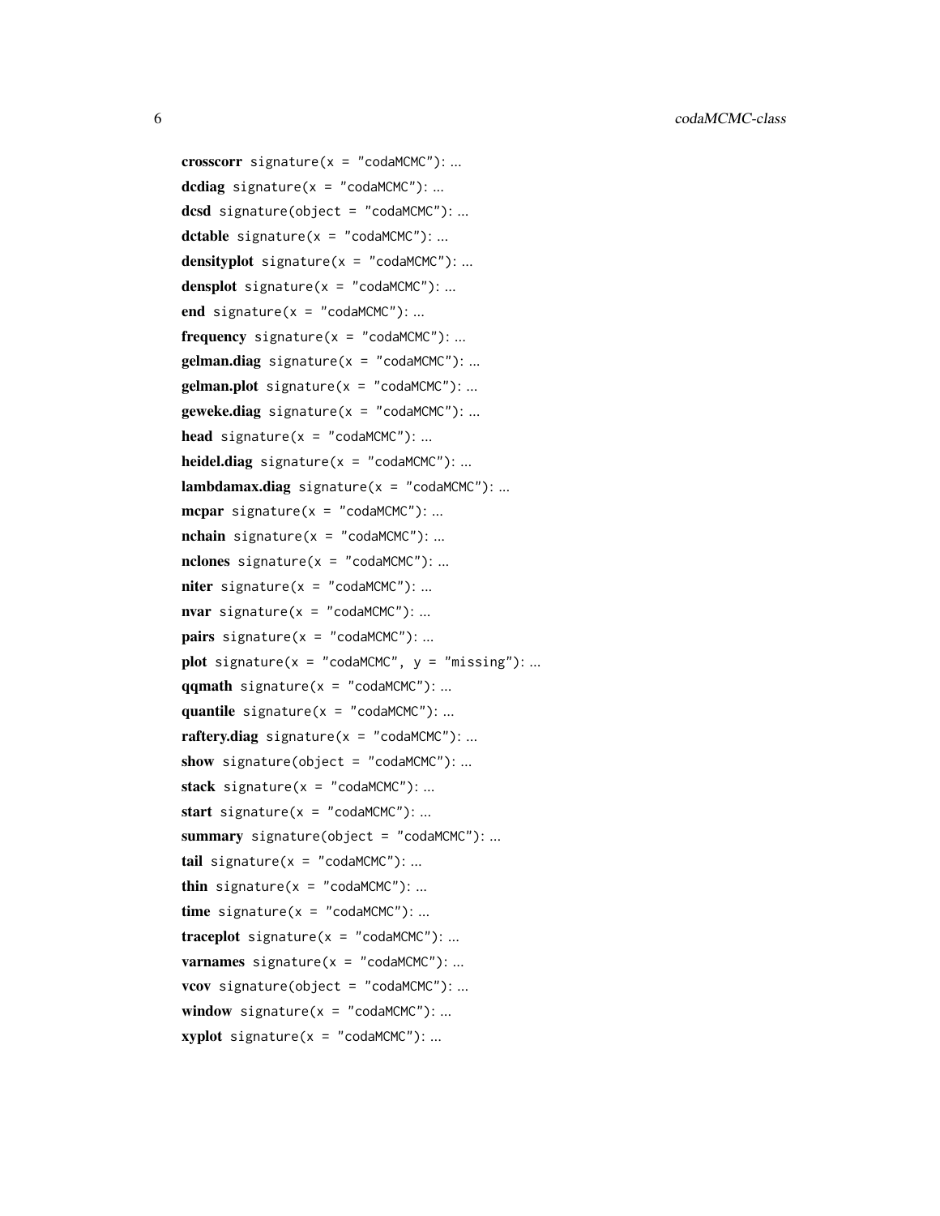**crosscorr** `signature(x = "codaMCMC")`: ...

**dcdiag** `signature(x = "codaMCMC")`: ...

**dcsd** `signature(object = "codaMCMC")`: ...

**dctable** `signature(x = "codaMCMC")`: ...

**densityplot** `signature(x = "codaMCMC")`: ...

**densplot** `signature(x = "codaMCMC")`: ...

**end** `signature(x = "codaMCMC")`: ...

**frequency** `signature(x = "codaMCMC")`: ...

**gelman.diag** `signature(x = "codaMCMC")`: ...

**gelman.plot** `signature(x = "codaMCMC")`: ...

**geweke.diag** `signature(x = "codaMCMC")`: ...

**head** `signature(x = "codaMCMC")`: ...

**heidel.diag** `signature(x = "codaMCMC")`: ...

**lambdamax.diag** `signature(x = "codaMCMC")`: ...

**mcpar** `signature(x = "codaMCMC")`: ...

**nchain** `signature(x = "codaMCMC")`: ...

**nclones** `signature(x = "codaMCMC")`: ...

**niter** `signature(x = "codaMCMC")`: ...

**nvar** `signature(x = "codaMCMC")`: ...

**pairs** `signature(x = "codaMCMC")`: ...

**plot** `signature(x = "codaMCMC", y = "missing")`: ...

**qqmath** `signature(x = "codaMCMC")`: ...

**quantile** `signature(x = "codaMCMC")`: ...

**raftery.diag** `signature(x = "codaMCMC")`: ...

**show** `signature(object = "codaMCMC")`: ...

**stack** `signature(x = "codaMCMC")`: ...

**start** `signature(x = "codaMCMC")`: ...

**summary** `signature(object = "codaMCMC")`: ...

**tail** `signature(x = "codaMCMC")`: ...

**thin** `signature(x = "codaMCMC")`: ...

**time** `signature(x = "codaMCMC")`: ...

**traceplot** `signature(x = "codaMCMC")`: ...

**varnames** `signature(x = "codaMCMC")`: ...

**vcov** `signature(object = "codaMCMC")`: ...

**window** `signature(x = "codaMCMC")`: ...

**xyplot** `signature(x = "codaMCMC")`: ...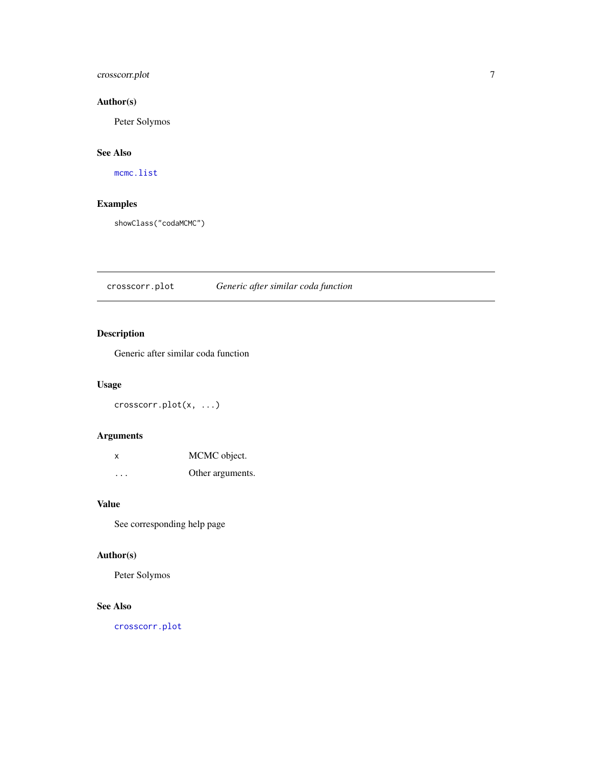### Author(s)

Peter Solymos

### See Also

`mcmc.list`

### Examples

```
showClass("codaMCMC")
```

---

## crosscorr.plot — *Generic after similar coda function*

---

### Description

Generic after similar coda function

### Usage

```
crosscorr.plot(x, ...)
```

### Arguments

| | |
|---|---|
| `x` | MCMC object. |
| `...` | Other arguments. |

### Value

See corresponding help page

### Author(s)

Peter Solymos

### See Also

`crosscorr.plot`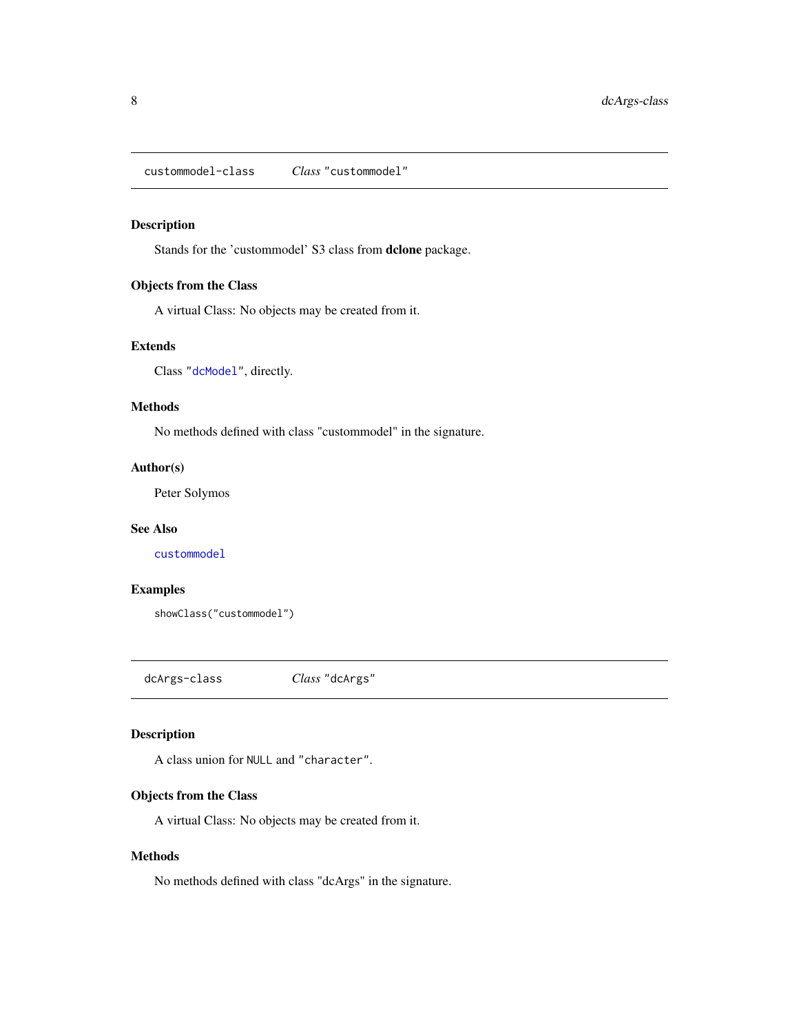## custommodel-class — *Class* "custommodel"

### Description

Stands for the 'custommodel' S3 class from **dclone** package.

### Objects from the Class

A virtual Class: No objects may be created from it.

### Extends

Class "dcModel", directly.

### Methods

No methods defined with class "custommodel" in the signature.

### Author(s)

Peter Solymos

### See Also

custommodel

### Examples

```
showClass("custommodel")
```

## dcArgs-class — *Class* "dcArgs"

### Description

A class union for NULL and "character".

### Objects from the Class

A virtual Class: No objects may be created from it.

### Methods

No methods defined with class "dcArgs" in the signature.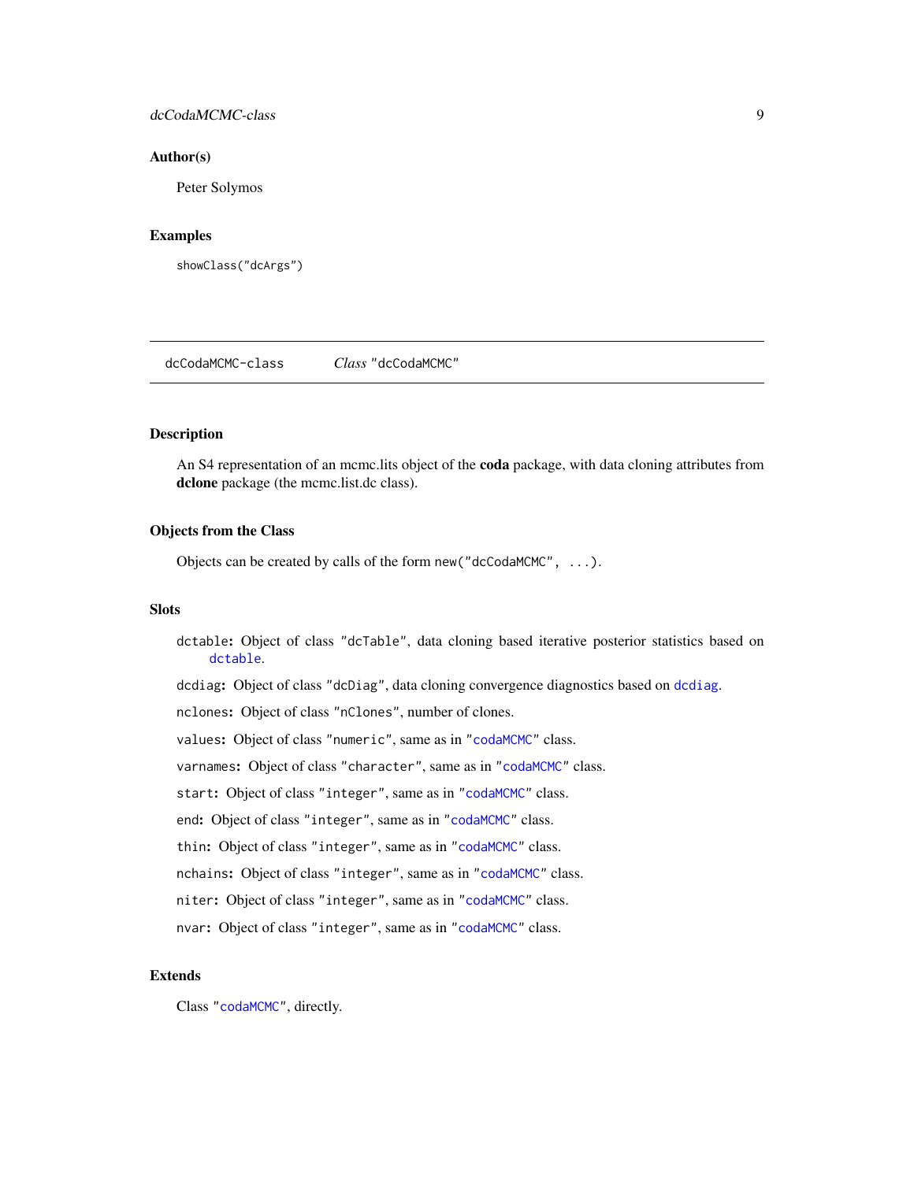## Author(s)

Peter Solymos

## Examples

```
showClass("dcArgs")
```

---

`dcCodaMCMC-class` *Class* `"dcCodaMCMC"`

---

## Description

An S4 representation of an mcmc.lits object of the **coda** package, with data cloning attributes from **dclone** package (the mcmc.list.dc class).

## Objects from the Class

Objects can be created by calls of the form `new("dcCodaMCMC", ...)`.

## Slots

`dctable`: Object of class `"dcTable"`, data cloning based iterative posterior statistics based on `dctable`.

`dcdiag`: Object of class `"dcDiag"`, data cloning convergence diagnostics based on `dcdiag`.

`nclones`: Object of class `"nClones"`, number of clones.

`values`: Object of class `"numeric"`, same as in `"codaMCMC"` class.

`varnames`: Object of class `"character"`, same as in `"codaMCMC"` class.

`start`: Object of class `"integer"`, same as in `"codaMCMC"` class.

`end`: Object of class `"integer"`, same as in `"codaMCMC"` class.

`thin`: Object of class `"integer"`, same as in `"codaMCMC"` class.

`nchains`: Object of class `"integer"`, same as in `"codaMCMC"` class.

`niter`: Object of class `"integer"`, same as in `"codaMCMC"` class.

`nvar`: Object of class `"integer"`, same as in `"codaMCMC"` class.

## Extends

Class `"codaMCMC"`, directly.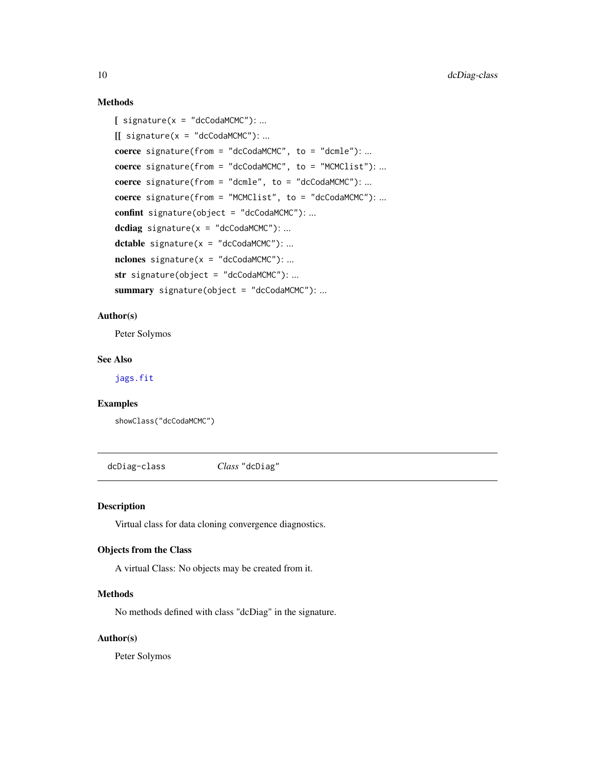### Methods

- **[** `signature(x = "dcCodaMCMC")`: ...
- **[[** `signature(x = "dcCodaMCMC")`: ...
- **coerce** `signature(from = "dcCodaMCMC", to = "dcmle")`: ...
- **coerce** `signature(from = "dcCodaMCMC", to = "MCMClist")`: ...
- **coerce** `signature(from = "dcmle", to = "dcCodaMCMC")`: ...
- **coerce** `signature(from = "MCMClist", to = "dcCodaMCMC")`: ...
- **confint** `signature(object = "dcCodaMCMC")`: ...
- **dcdiag** `signature(x = "dcCodaMCMC")`: ...
- **dctable** `signature(x = "dcCodaMCMC")`: ...
- **nclones** `signature(x = "dcCodaMCMC")`: ...
- **str** `signature(object = "dcCodaMCMC")`: ...
- **summary** `signature(object = "dcCodaMCMC")`: ...

### Author(s)

Peter Solymos

### See Also

`jags.fit`

### Examples

```
showClass("dcCodaMCMC")
```

---

## `dcDiag-class` *Class* `"dcDiag"`

---

### Description

Virtual class for data cloning convergence diagnostics.

### Objects from the Class

A virtual Class: No objects may be created from it.

### Methods

No methods defined with class "dcDiag" in the signature.

### Author(s)

Peter Solymos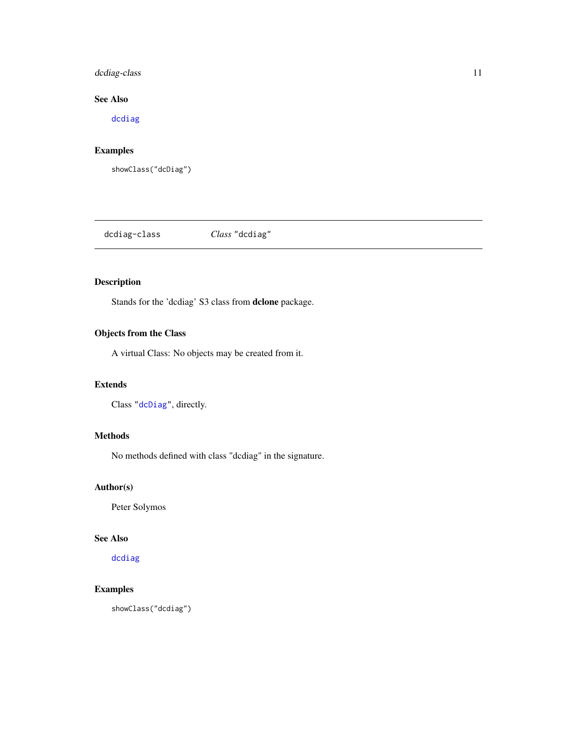## See Also

`dcdiag`

## Examples

```
showClass("dcDiag")
```

---

# dcdiag-class    *Class* "dcdiag"

## Description

Stands for the 'dcdiag' S3 class from **dclone** package.

## Objects from the Class

A virtual Class: No objects may be created from it.

## Extends

Class "`dcDiag`", directly.

## Methods

No methods defined with class "dcdiag" in the signature.

## Author(s)

Peter Solymos

## See Also

`dcdiag`

## Examples

```
showClass("dcdiag")
```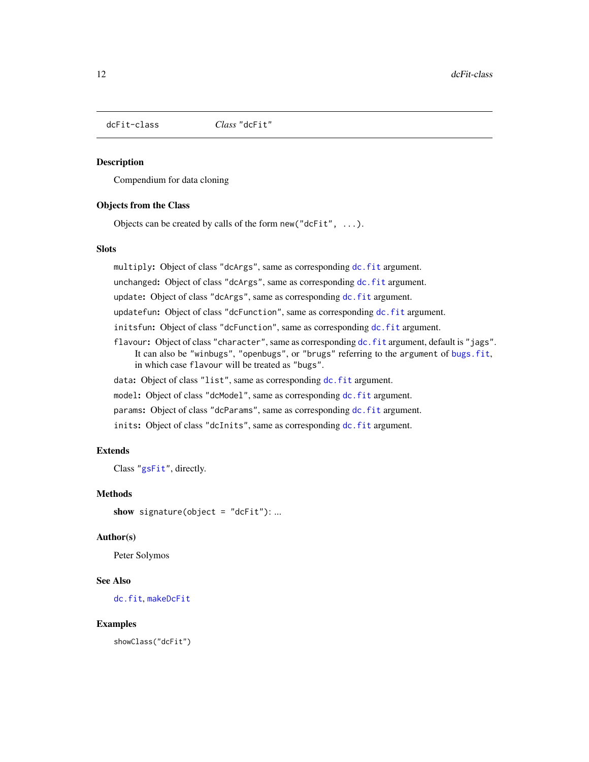dcFit-class *Class* "dcFit"

## Description

Compendium for data cloning

## Objects from the Class

Objects can be created by calls of the form `new("dcFit", ...)`.

## Slots

- `multiply`: Object of class "dcArgs", same as corresponding `dc.fit` argument.
- `unchanged`: Object of class "dcArgs", same as corresponding `dc.fit` argument.
- `update`: Object of class "dcArgs", same as corresponding `dc.fit` argument.
- `updatefun`: Object of class "dcFunction", same as corresponding `dc.fit` argument.
- `initsfun`: Object of class "dcFunction", same as corresponding `dc.fit` argument.
- `flavour`: Object of class "character", same as corresponding `dc.fit` argument, default is "jags". It can also be "winbugs", "openbugs", or "brugs" referring to the argument of `bugs.fit`, in which case `flavour` will be treated as "bugs".
- `data`: Object of class "list", same as corresponding `dc.fit` argument.
- `model`: Object of class "dcModel", same as corresponding `dc.fit` argument.
- `params`: Object of class "dcParams", same as corresponding `dc.fit` argument.
- `inits`: Object of class "dcInits", same as corresponding `dc.fit` argument.

## Extends

Class "gsFit", directly.

## Methods

**show** `signature(object = "dcFit")`: ...

## Author(s)

Peter Solymos

## See Also

`dc.fit`, `makeDcFit`

## Examples

```
showClass("dcFit")
```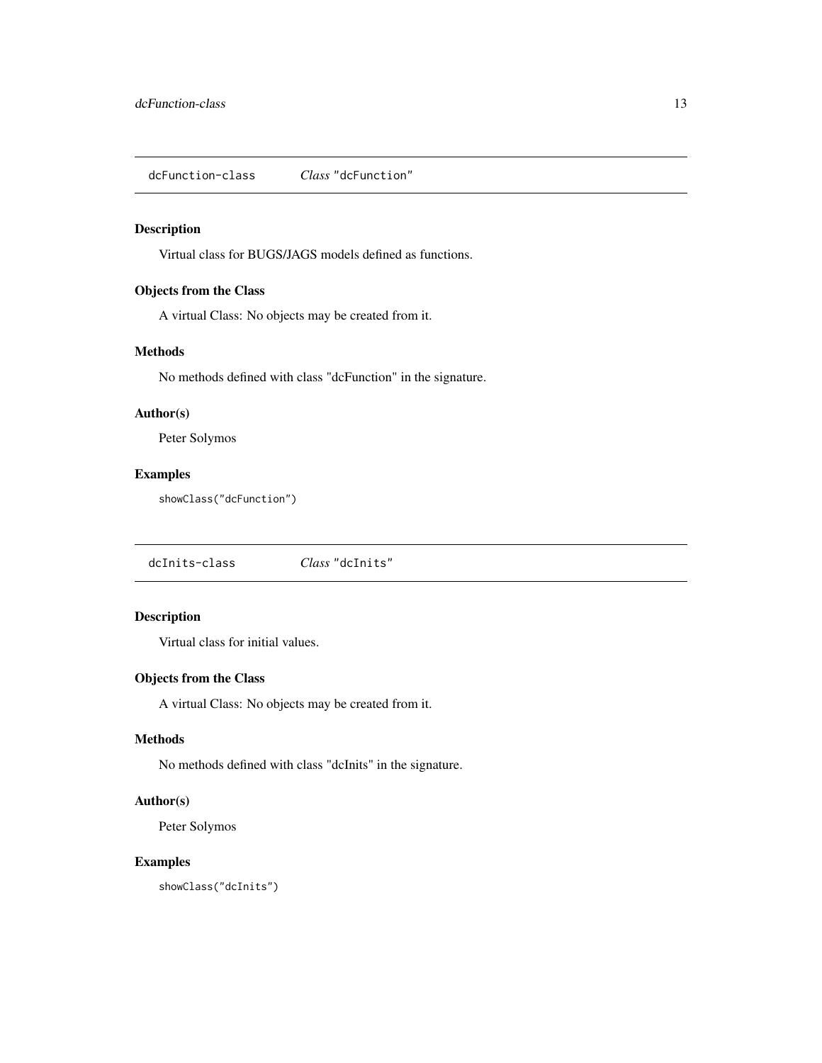## dcFunction-class — *Class* "dcFunction"

### Description

Virtual class for BUGS/JAGS models defined as functions.

### Objects from the Class

A virtual Class: No objects may be created from it.

### Methods

No methods defined with class "dcFunction" in the signature.

### Author(s)

Peter Solymos

### Examples

```
showClass("dcFunction")
```

## dcInits-class — *Class* "dcInits"

### Description

Virtual class for initial values.

### Objects from the Class

A virtual Class: No objects may be created from it.

### Methods

No methods defined with class "dcInits" in the signature.

### Author(s)

Peter Solymos

### Examples

```
showClass("dcInits")
```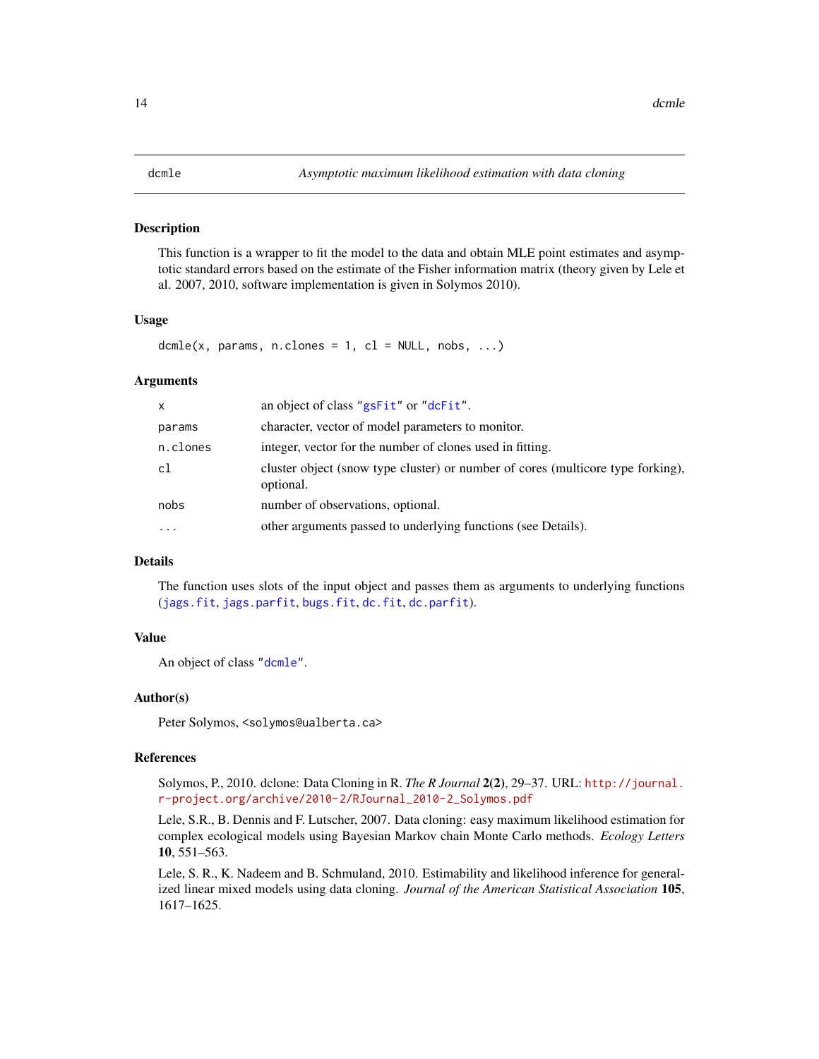# dcmle — *Asymptotic maximum likelihood estimation with data cloning*

## Description

This function is a wrapper to fit the model to the data and obtain MLE point estimates and asymptotic standard errors based on the estimate of the Fisher information matrix (theory given by Lele et al. 2007, 2010, software implementation is given in Solymos 2010).

## Usage

```
dcmle(x, params, n.clones = 1, cl = NULL, nobs, ...)
```

## Arguments

| | |
|---|---|
| `x` | an object of class "`gsFit`" or "`dcFit`". |
| `params` | character, vector of model parameters to monitor. |
| `n.clones` | integer, vector for the number of clones used in fitting. |
| `cl` | cluster object (snow type cluster) or number of cores (multicore type forking), optional. |
| `nobs` | number of observations, optional. |
| `...` | other arguments passed to underlying functions (see Details). |

## Details

The function uses slots of the input object and passes them as arguments to underlying functions (`jags.fit`, `jags.parfit`, `bugs.fit`, `dc.fit`, `dc.parfit`).

## Value

An object of class "`dcmle`".

## Author(s)

Peter Solymos, <solymos@ualberta.ca>

## References

Solymos, P., 2010. dclone: Data Cloning in R. *The R Journal* **2(2)**, 29–37. URL: http://journal.r-project.org/archive/2010-2/RJournal_2010-2_Solymos.pdf

Lele, S.R., B. Dennis and F. Lutscher, 2007. Data cloning: easy maximum likelihood estimation for complex ecological models using Bayesian Markov chain Monte Carlo methods. *Ecology Letters* **10**, 551–563.

Lele, S. R., K. Nadeem and B. Schmuland, 2010. Estimability and likelihood inference for generalized linear mixed models using data cloning. *Journal of the American Statistical Association* **105**, 1617–1625.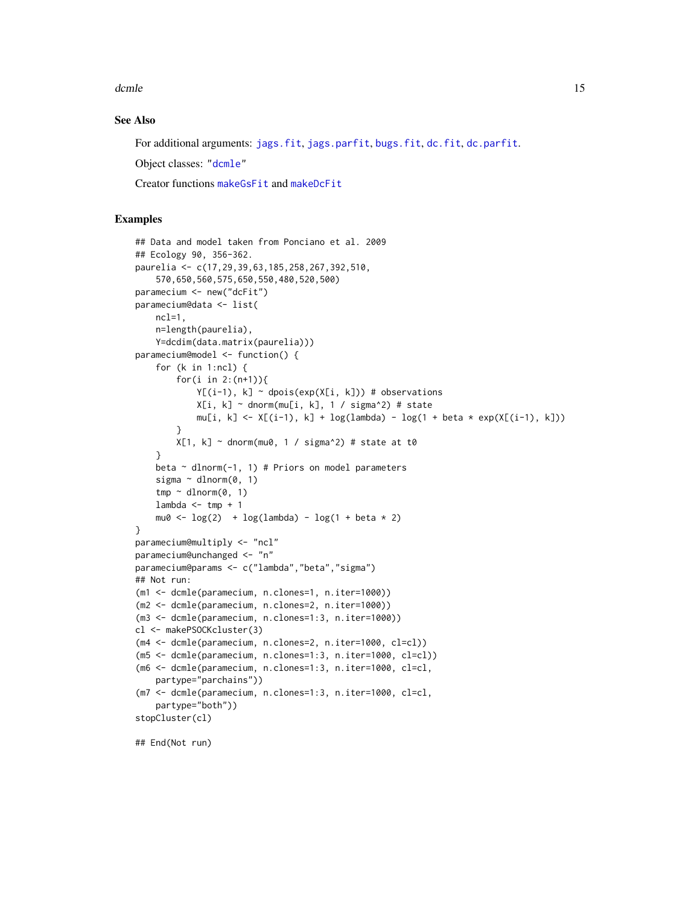## See Also

For additional arguments: jags.fit, jags.parfit, bugs.fit, dc.fit, dc.parfit.

Object classes: "dcmle"

Creator functions makeGsFit and makeDcFit

## Examples

```
## Data and model taken from Ponciano et al. 2009
## Ecology 90, 356-362.
paurelia <- c(17,29,39,63,185,258,267,392,510,
    570,650,560,575,650,550,480,520,500)
paramecium <- new("dcFit")
paramecium@data <- list(
    ncl=1,
    n=length(paurelia),
    Y=dcdim(data.matrix(paurelia)))
paramecium@model <- function() {
    for (k in 1:ncl) {
        for(i in 2:(n+1)){
            Y[(i-1), k] ~ dpois(exp(X[i, k])) # observations
            X[i, k] ~ dnorm(mu[i, k], 1 / sigma^2) # state
            mu[i, k] <- X[(i-1), k] + log(lambda) - log(1 + beta * exp(X[(i-1), k]))
        }
        X[1, k] ~ dnorm(mu0, 1 / sigma^2) # state at t0
    }
    beta ~ dlnorm(-1, 1) # Priors on model parameters
    sigma ~ dlnorm(0, 1)
    tmp ~ dlnorm(0, 1)
    lambda <- tmp + 1
    mu0 <- log(2)  + log(lambda) - log(1 + beta * 2)
}
paramecium@multiply <- "ncl"
paramecium@unchanged <- "n"
paramecium@params <- c("lambda","beta","sigma")
## Not run:
(m1 <- dcmle(paramecium, n.clones=1, n.iter=1000))
(m2 <- dcmle(paramecium, n.clones=2, n.iter=1000))
(m3 <- dcmle(paramecium, n.clones=1:3, n.iter=1000))
cl <- makePSOCKcluster(3)
(m4 <- dcmle(paramecium, n.clones=2, n.iter=1000, cl=cl))
(m5 <- dcmle(paramecium, n.clones=1:3, n.iter=1000, cl=cl))
(m6 <- dcmle(paramecium, n.clones=1:3, n.iter=1000, cl=cl,
    partype="parchains"))
(m7 <- dcmle(paramecium, n.clones=1:3, n.iter=1000, cl=cl,
    partype="both"))
stopCluster(cl)

## End(Not run)
```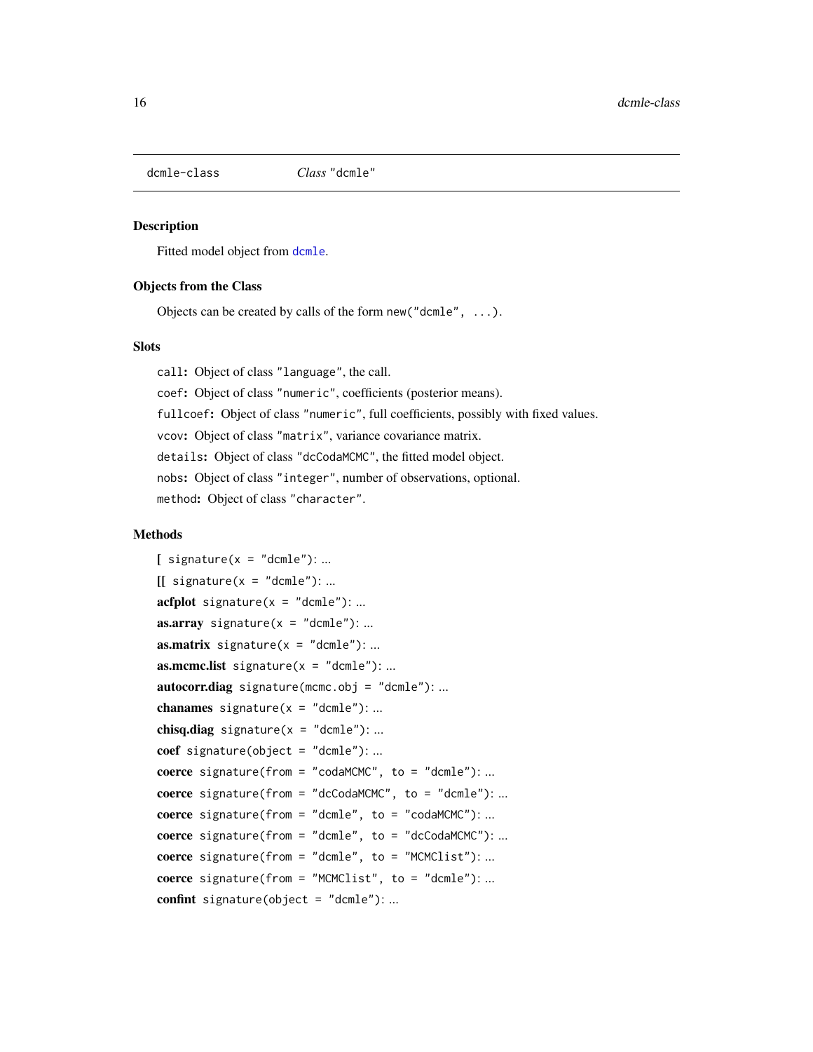dcmle-class *Class* "dcmle"

## Description

Fitted model object from dcmle.

## Objects from the Class

Objects can be created by calls of the form `new("dcmle", ...)`.

## Slots

`call`: Object of class "language", the call.

`coef`: Object of class "numeric", coefficients (posterior means).

`fullcoef`: Object of class "numeric", full coefficients, possibly with fixed values.

`vcov`: Object of class "matrix", variance covariance matrix.

`details`: Object of class "dcCodaMCMC", the fitted model object.

`nobs`: Object of class "integer", number of observations, optional.

`method`: Object of class "character".

## Methods

**[** `signature(x = "dcmle")`: ...

**[[** `signature(x = "dcmle")`: ...

**acfplot** `signature(x = "dcmle")`: ...

**as.array** `signature(x = "dcmle")`: ...

**as.matrix** `signature(x = "dcmle")`: ...

**as.mcmc.list** `signature(x = "dcmle")`: ...

**autocorr.diag** `signature(mcmc.obj = "dcmle")`: ...

**chanames** `signature(x = "dcmle")`: ...

**chisq.diag** `signature(x = "dcmle")`: ...

**coef** `signature(object = "dcmle")`: ...

**coerce** `signature(from = "codaMCMC", to = "dcmle")`: ...

**coerce** `signature(from = "dcCodaMCMC", to = "dcmle")`: ...

**coerce** `signature(from = "dcmle", to = "codaMCMC")`: ...

**coerce** `signature(from = "dcmle", to = "dcCodaMCMC")`: ...

**coerce** `signature(from = "dcmle", to = "MCMClist")`: ...

**coerce** `signature(from = "MCMClist", to = "dcmle")`: ...

**confint** `signature(object = "dcmle")`: ...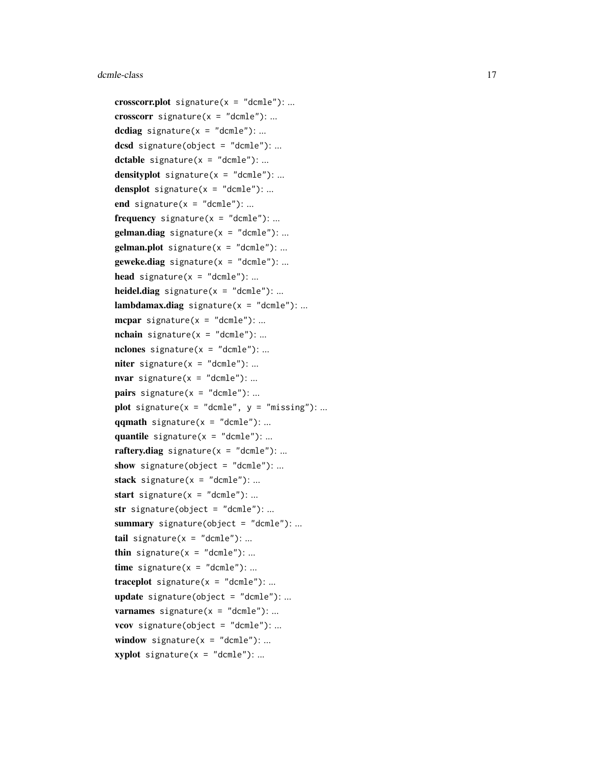**crosscorr.plot** `signature(x = "dcmle")`: ...

**crosscorr** `signature(x = "dcmle")`: ...

**dcdiag** `signature(x = "dcmle")`: ...

**dcsd** `signature(object = "dcmle")`: ...

**dctable** `signature(x = "dcmle")`: ...

**densityplot** `signature(x = "dcmle")`: ...

**densplot** `signature(x = "dcmle")`: ...

**end** `signature(x = "dcmle")`: ...

**frequency** `signature(x = "dcmle")`: ...

**gelman.diag** `signature(x = "dcmle")`: ...

**gelman.plot** `signature(x = "dcmle")`: ...

**geweke.diag** `signature(x = "dcmle")`: ...

**head** `signature(x = "dcmle")`: ...

**heidel.diag** `signature(x = "dcmle")`: ...

**lambdamax.diag** `signature(x = "dcmle")`: ...

**mcpar** `signature(x = "dcmle")`: ...

**nchain** `signature(x = "dcmle")`: ...

**nclones** `signature(x = "dcmle")`: ...

**niter** `signature(x = "dcmle")`: ...

**nvar** `signature(x = "dcmle")`: ...

**pairs** `signature(x = "dcmle")`: ...

**plot** `signature(x = "dcmle", y = "missing")`: ...

**qqmath** `signature(x = "dcmle")`: ...

**quantile** `signature(x = "dcmle")`: ...

**raftery.diag** `signature(x = "dcmle")`: ...

**show** `signature(object = "dcmle")`: ...

**stack** `signature(x = "dcmle")`: ...

**start** `signature(x = "dcmle")`: ...

**str** `signature(object = "dcmle")`: ...

**summary** `signature(object = "dcmle")`: ...

**tail** `signature(x = "dcmle")`: ...

**thin** `signature(x = "dcmle")`: ...

**time** `signature(x = "dcmle")`: ...

**traceplot** `signature(x = "dcmle")`: ...

**update** `signature(object = "dcmle")`: ...

**varnames** `signature(x = "dcmle")`: ...

**vcov** `signature(object = "dcmle")`: ...

**window** `signature(x = "dcmle")`: ...

**xyplot** `signature(x = "dcmle")`: ...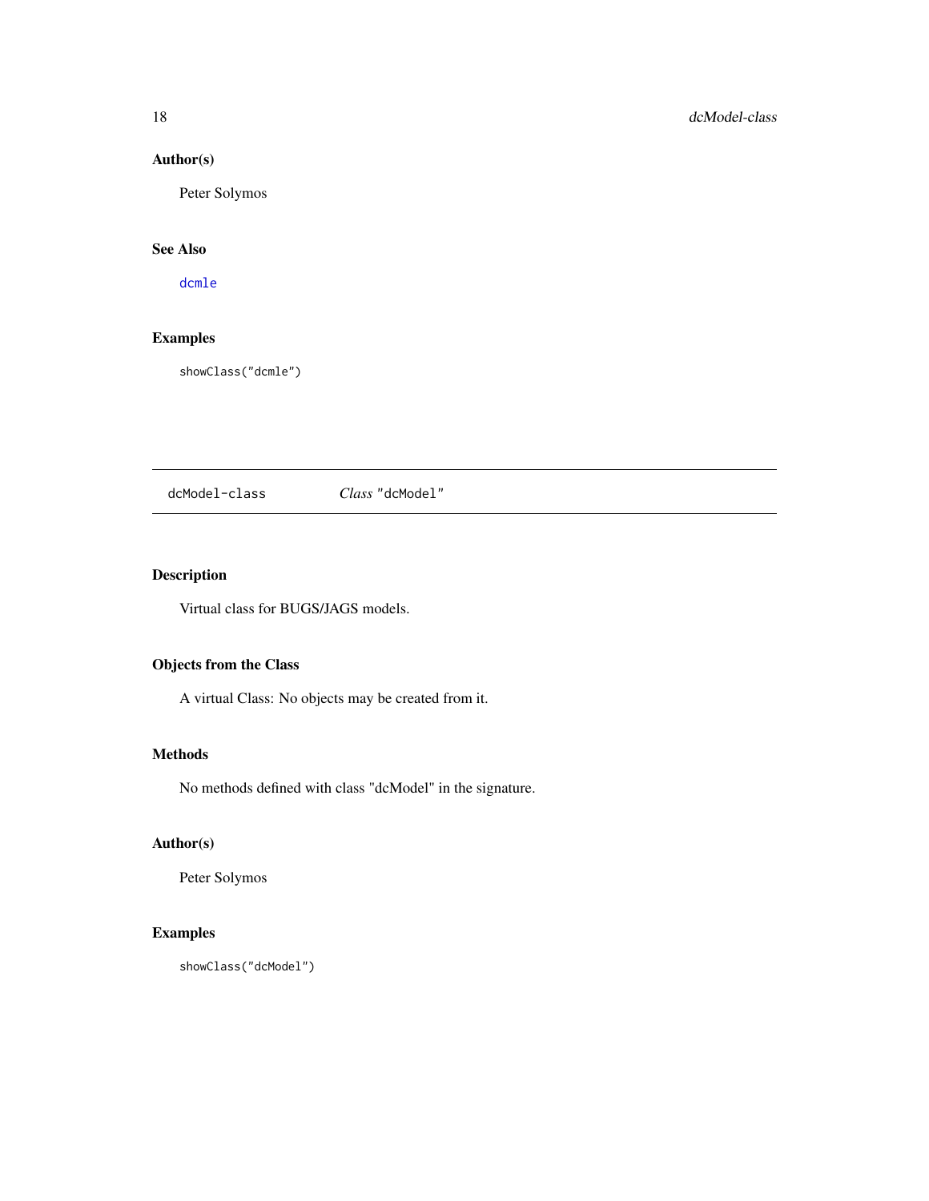### Author(s)

Peter Solymos

### See Also

`dcmle`

### Examples

```
showClass("dcmle")
```

---

## dcModel-class *Class* "dcModel"

---

### Description

Virtual class for BUGS/JAGS models.

### Objects from the Class

A virtual Class: No objects may be created from it.

### Methods

No methods defined with class "dcModel" in the signature.

### Author(s)

Peter Solymos

### Examples

```
showClass("dcModel")
```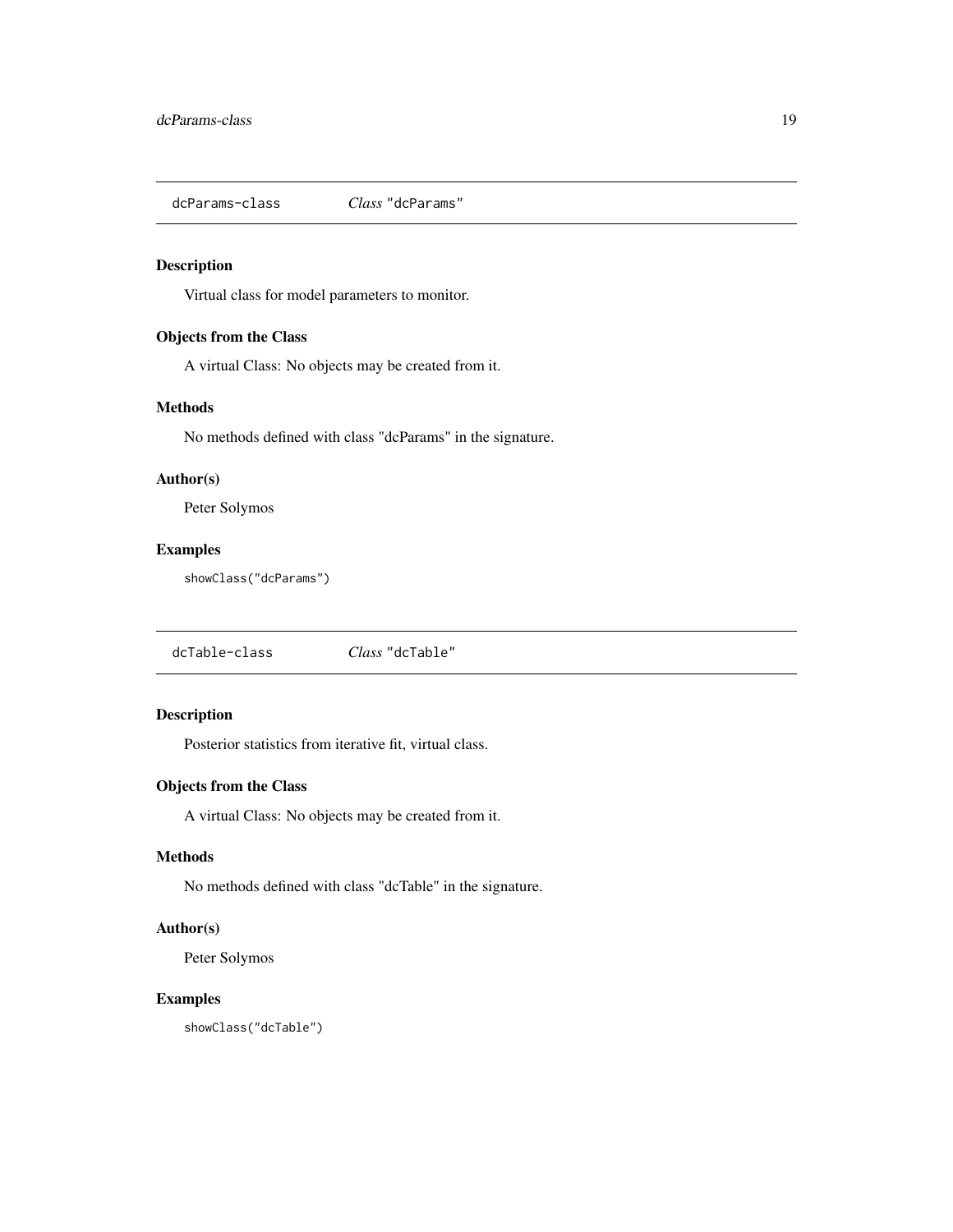## dcParams-class *Class* "dcParams"

### Description

Virtual class for model parameters to monitor.

### Objects from the Class

A virtual Class: No objects may be created from it.

### Methods

No methods defined with class "dcParams" in the signature.

### Author(s)

Peter Solymos

### Examples

```
showClass("dcParams")
```

## dcTable-class *Class* "dcTable"

### Description

Posterior statistics from iterative fit, virtual class.

### Objects from the Class

A virtual Class: No objects may be created from it.

### Methods

No methods defined with class "dcTable" in the signature.

### Author(s)

Peter Solymos

### Examples

```
showClass("dcTable")
```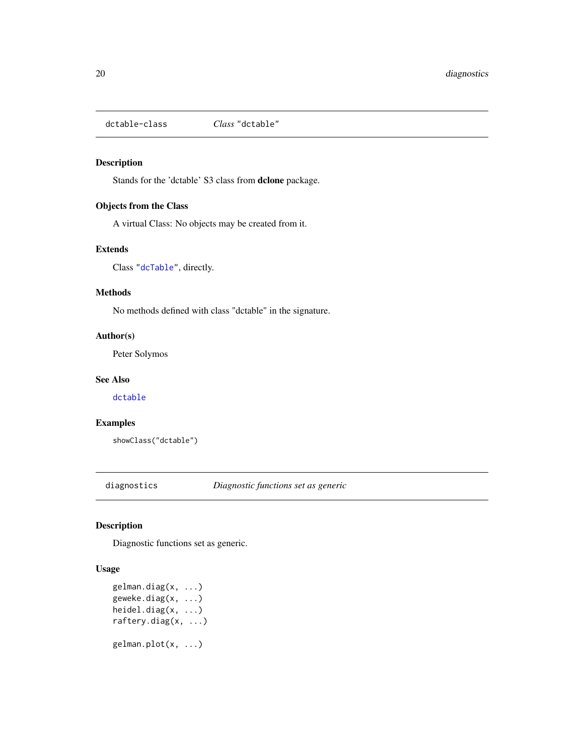## dctable-class    *Class* "dctable"

### Description

Stands for the 'dctable' S3 class from **dclone** package.

### Objects from the Class

A virtual Class: No objects may be created from it.

### Extends

Class "dcTable", directly.

### Methods

No methods defined with class "dctable" in the signature.

### Author(s)

Peter Solymos

### See Also

dctable

### Examples

```
showClass("dctable")
```

## diagnostics    *Diagnostic functions set as generic*

### Description

Diagnostic functions set as generic.

### Usage

```
gelman.diag(x, ...)
geweke.diag(x, ...)
heidel.diag(x, ...)
raftery.diag(x, ...)

gelman.plot(x, ...)
```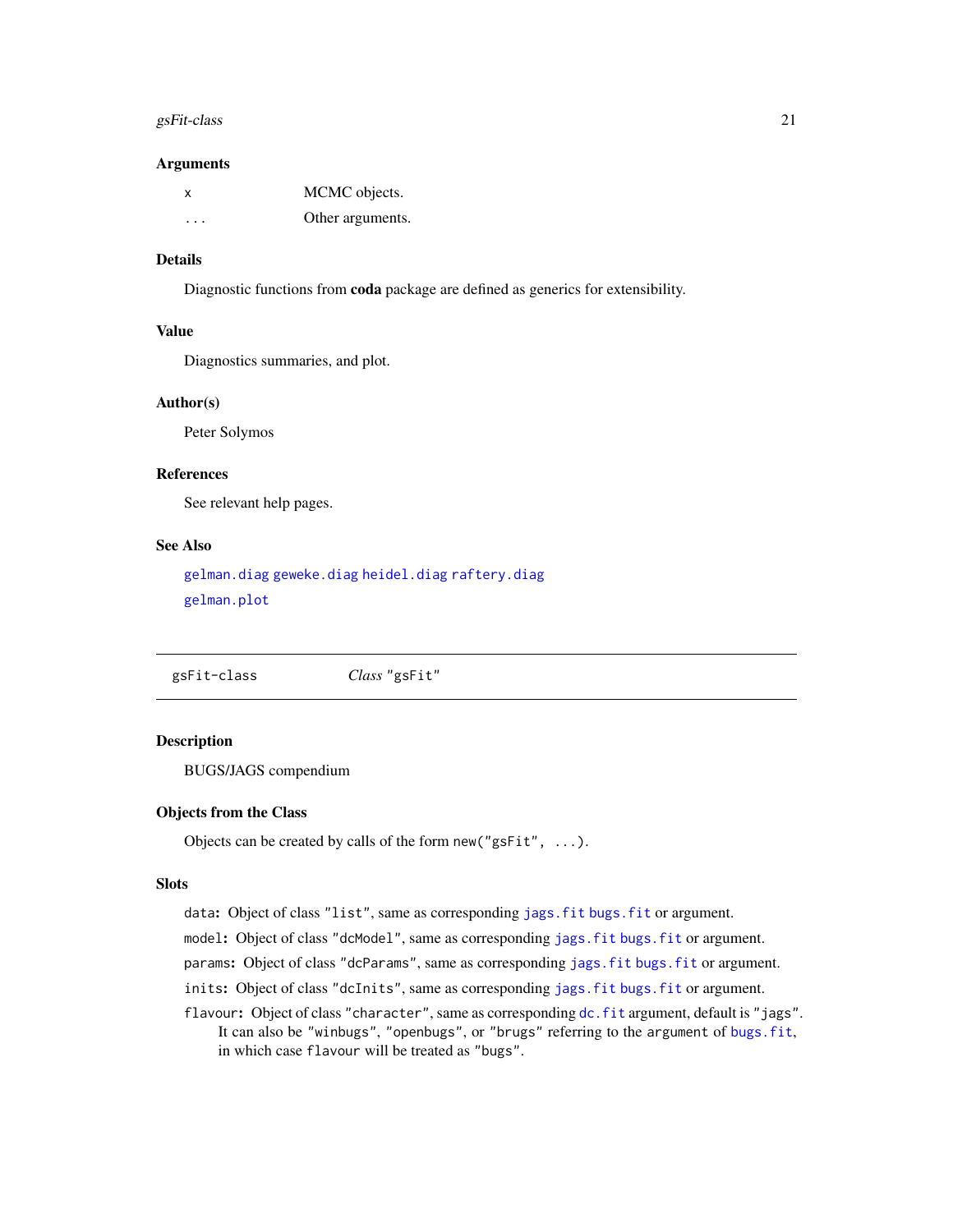### Arguments

| | |
|---|---|
| `x` | MCMC objects. |
| `...` | Other arguments. |

### Details

Diagnostic functions from **coda** package are defined as generics for extensibility.

### Value

Diagnostics summaries, and plot.

### Author(s)

Peter Solymos

### References

See relevant help pages.

### See Also

`gelman.diag` `geweke.diag` `heidel.diag` `raftery.diag`

`gelman.plot`

---

## gsFit-class — *Class* `"gsFit"`

---

### Description

BUGS/JAGS compendium

### Objects from the Class

Objects can be created by calls of the form `new("gsFit", ...)`.

### Slots

- `data`: Object of class `"list"`, same as corresponding `jags.fit` `bugs.fit` or argument.
- `model`: Object of class `"dcModel"`, same as corresponding `jags.fit` `bugs.fit` or argument.
- `params`: Object of class `"dcParams"`, same as corresponding `jags.fit` `bugs.fit` or argument.
- `inits`: Object of class `"dcInits"`, same as corresponding `jags.fit` `bugs.fit` or argument.
- `flavour`: Object of class `"character"`, same as corresponding `dc.fit` argument, default is `"jags"`. It can also be `"winbugs"`, `"openbugs"`, or `"brugs"` referring to the argument of `bugs.fit`, in which case `flavour` will be treated as `"bugs"`.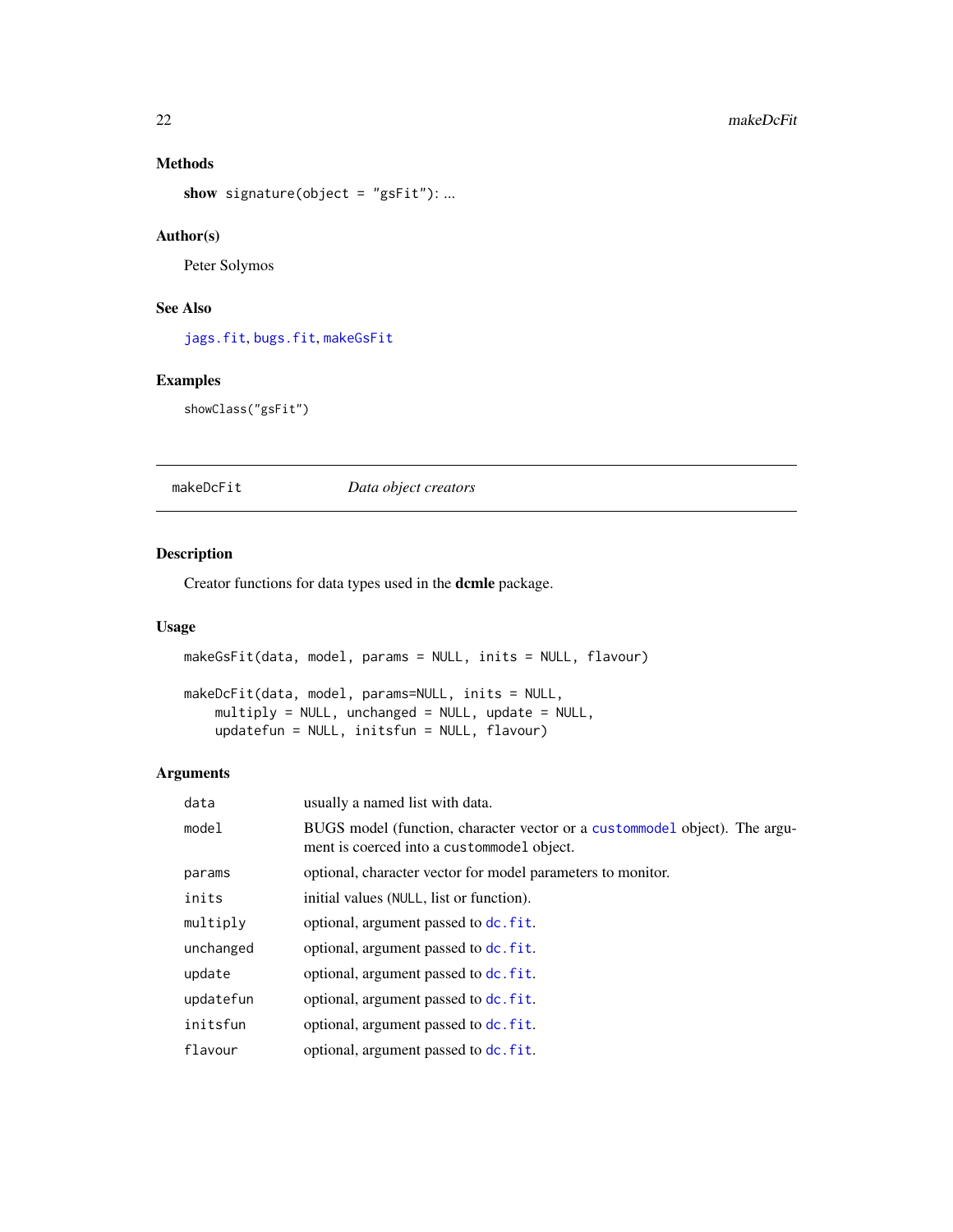### Methods

**show** `signature(object = "gsFit")`: ...

### Author(s)

Peter Solymos

### See Also

`jags.fit`, `bugs.fit`, `makeGsFit`

### Examples

```
showClass("gsFit")
```

---

## makeDcFit *Data object creators*

---

### Description

Creator functions for data types used in the **dcmle** package.

### Usage

```
makeGsFit(data, model, params = NULL, inits = NULL, flavour)

makeDcFit(data, model, params=NULL, inits = NULL,
    multiply = NULL, unchanged = NULL, update = NULL,
    updatefun = NULL, initsfun = NULL, flavour)
```

### Arguments

| | |
|---|---|
| `data` | usually a named list with data. |
| `model` | BUGS model (function, character vector or a `custommodel` object). The argument is coerced into a `custommodel` object. |
| `params` | optional, character vector for model parameters to monitor. |
| `inits` | initial values (`NULL`, list or function). |
| `multiply` | optional, argument passed to `dc.fit`. |
| `unchanged` | optional, argument passed to `dc.fit`. |
| `update` | optional, argument passed to `dc.fit`. |
| `updatefun` | optional, argument passed to `dc.fit`. |
| `initsfun` | optional, argument passed to `dc.fit`. |
| `flavour` | optional, argument passed to `dc.fit`. |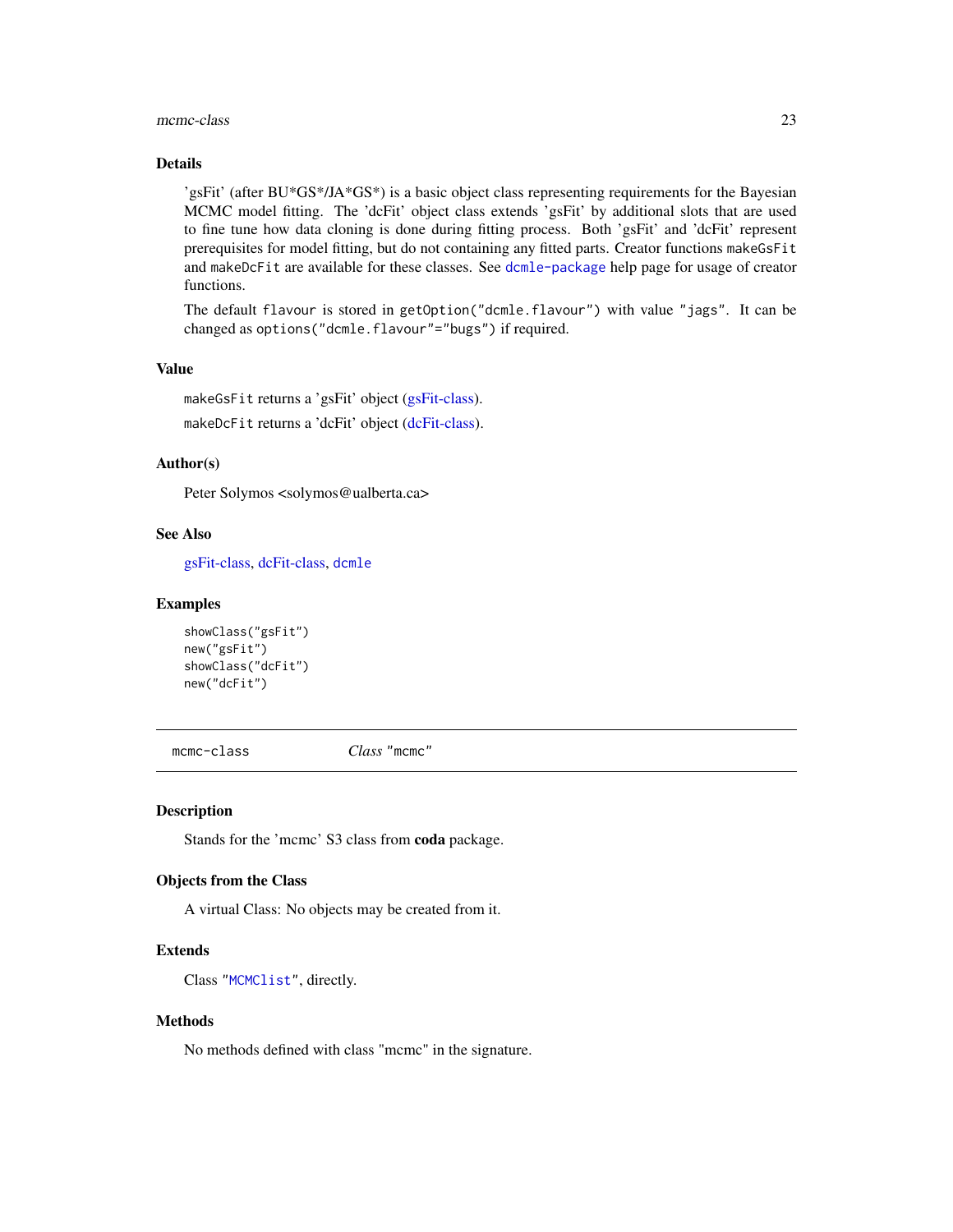### Details

'gsFit' (after BU*GS*/JA*GS*) is a basic object class representing requirements for the Bayesian MCMC model fitting. The 'dcFit' object class extends 'gsFit' by additional slots that are used to fine tune how data cloning is done during fitting process. Both 'gsFit' and 'dcFit' represent prerequisites for model fitting, but do not containing any fitted parts. Creator functions `makeGsFit` and `makeDcFit` are available for these classes. See `dcmle-package` help page for usage of creator functions.

The default `flavour` is stored in `getOption("dcmle.flavour")` with value `"jags"`. It can be changed as `options("dcmle.flavour"="bugs")` if required.

### Value

`makeGsFit` returns a 'gsFit' object (gsFit-class).

`makeDcFit` returns a 'dcFit' object (dcFit-class).

### Author(s)

Peter Solymos <solymos@ualberta.ca>

### See Also

gsFit-class, dcFit-class, `dcmle`

### Examples

```
showClass("gsFit")
new("gsFit")
showClass("dcFit")
new("dcFit")
```

---

## mcmc-class — *Class* "mcmc"

### Description

Stands for the 'mcmc' S3 class from **coda** package.

### Objects from the Class

A virtual Class: No objects may be created from it.

### Extends

Class "`MCMClist`", directly.

### Methods

No methods defined with class "mcmc" in the signature.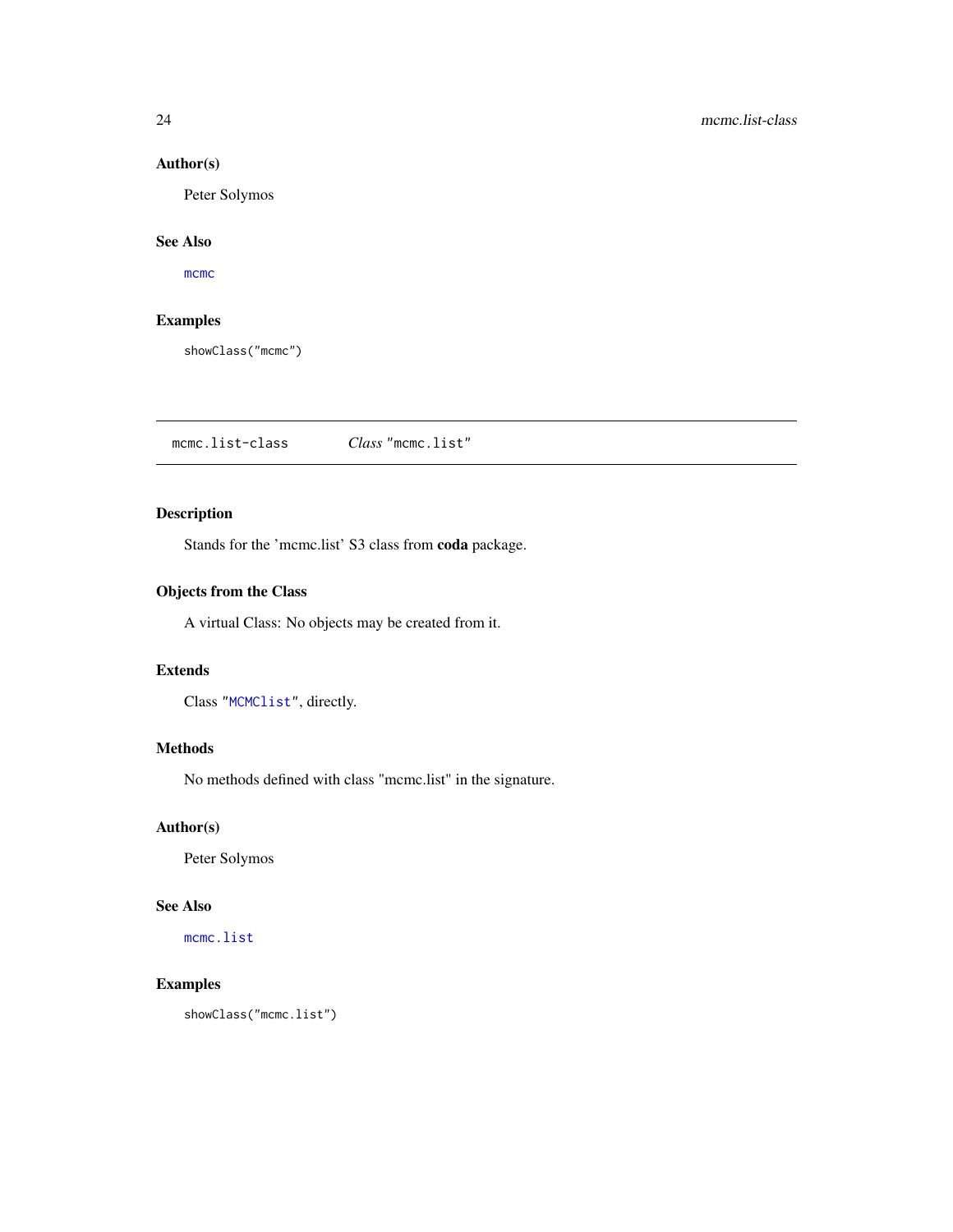### Author(s)

Peter Solymos

### See Also

`mcmc`

### Examples

```
showClass("mcmc")
```

---

## mcmc.list-class    *Class* "mcmc.list"

---

### Description

Stands for the 'mcmc.list' S3 class from **coda** package.

### Objects from the Class

A virtual Class: No objects may be created from it.

### Extends

Class "`MCMClist`", directly.

### Methods

No methods defined with class "mcmc.list" in the signature.

### Author(s)

Peter Solymos

### See Also

`mcmc.list`

### Examples

```
showClass("mcmc.list")
```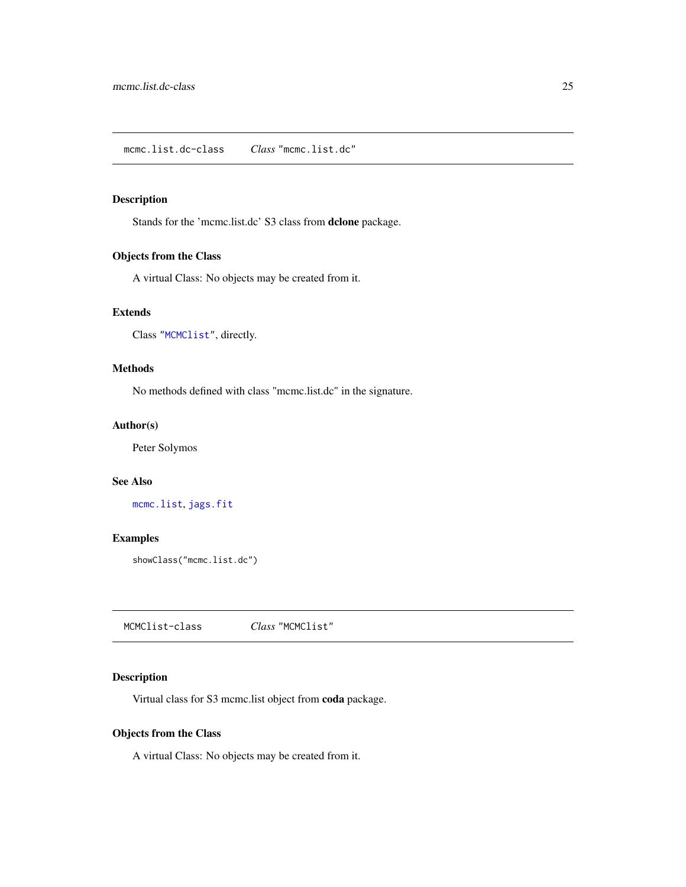## mcmc.list.dc-class — *Class* "mcmc.list.dc"

### Description

Stands for the 'mcmc.list.dc' S3 class from **dclone** package.

### Objects from the Class

A virtual Class: No objects may be created from it.

### Extends

Class "MCMClist", directly.

### Methods

No methods defined with class "mcmc.list.dc" in the signature.

### Author(s)

Peter Solymos

### See Also

mcmc.list, jags.fit

### Examples

```
showClass("mcmc.list.dc")
```

## MCMClist-class — *Class* "MCMClist"

### Description

Virtual class for S3 mcmc.list object from **coda** package.

### Objects from the Class

A virtual Class: No objects may be created from it.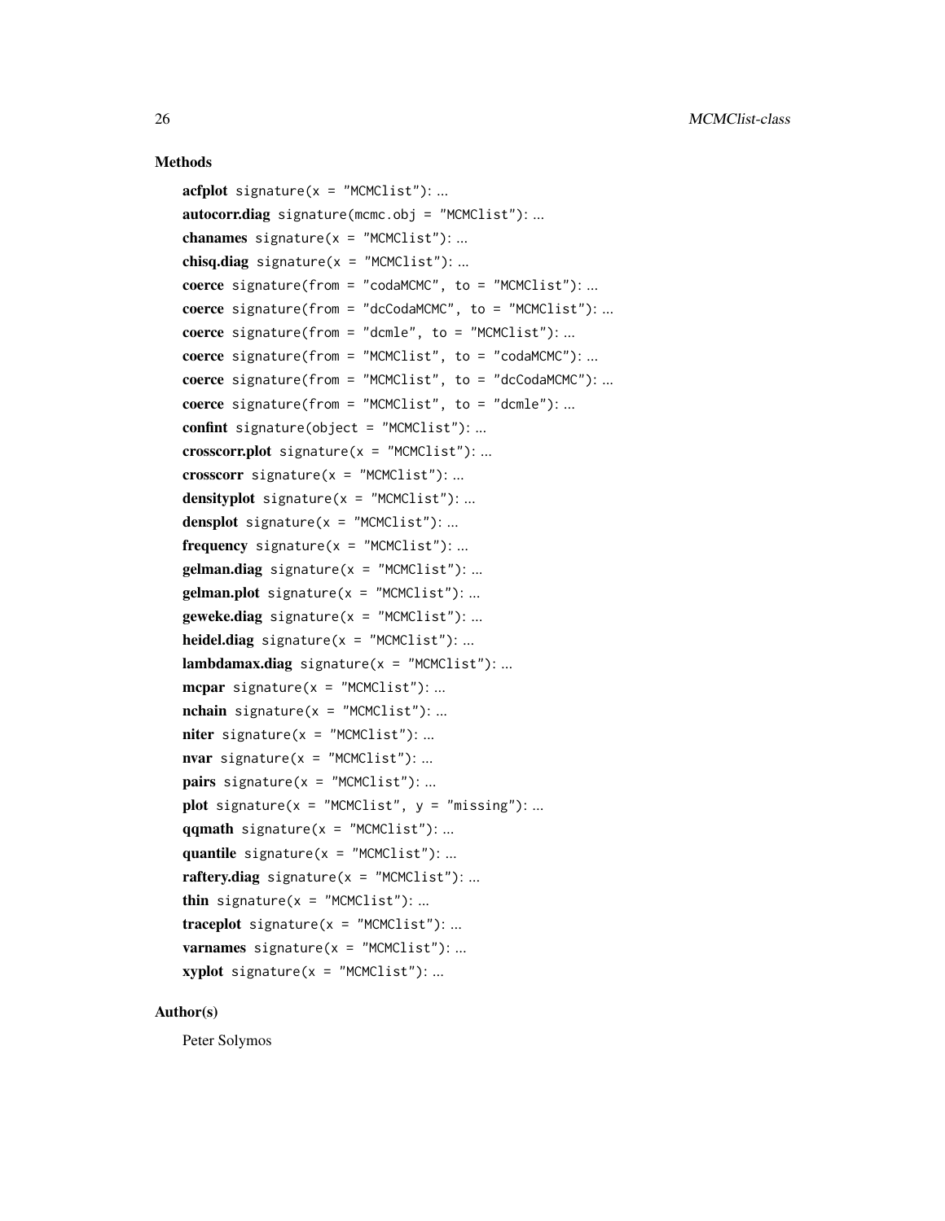### Methods

**acfplot** `signature(x = "MCMClist")`: ...

**autocorr.diag** `signature(mcmc.obj = "MCMClist")`: ...

**chanames** `signature(x = "MCMClist")`: ...

**chisq.diag** `signature(x = "MCMClist")`: ...

**coerce** `signature(from = "codaMCMC", to = "MCMClist")`: ...

**coerce** `signature(from = "dcCodaMCMC", to = "MCMClist")`: ...

**coerce** `signature(from = "dcmle", to = "MCMClist")`: ...

**coerce** `signature(from = "MCMClist", to = "codaMCMC")`: ...

**coerce** `signature(from = "MCMClist", to = "dcCodaMCMC")`: ...

**coerce** `signature(from = "MCMClist", to = "dcmle")`: ...

**confint** `signature(object = "MCMClist")`: ...

**crosscorr.plot** `signature(x = "MCMClist")`: ...

**crosscorr** `signature(x = "MCMClist")`: ...

**densityplot** `signature(x = "MCMClist")`: ...

**densplot** `signature(x = "MCMClist")`: ...

**frequency** `signature(x = "MCMClist")`: ...

**gelman.diag** `signature(x = "MCMClist")`: ...

**gelman.plot** `signature(x = "MCMClist")`: ...

**geweke.diag** `signature(x = "MCMClist")`: ...

**heidel.diag** `signature(x = "MCMClist")`: ...

**lambdamax.diag** `signature(x = "MCMClist")`: ...

**mcpar** `signature(x = "MCMClist")`: ...

**nchain** `signature(x = "MCMClist")`: ...

**niter** `signature(x = "MCMClist")`: ...

**nvar** `signature(x = "MCMClist")`: ...

**pairs** `signature(x = "MCMClist")`: ...

**plot** `signature(x = "MCMClist", y = "missing")`: ...

**qqmath** `signature(x = "MCMClist")`: ...

**quantile** `signature(x = "MCMClist")`: ...

**raftery.diag** `signature(x = "MCMClist")`: ...

**thin** `signature(x = "MCMClist")`: ...

**traceplot** `signature(x = "MCMClist")`: ...

**varnames** `signature(x = "MCMClist")`: ...

**xyplot** `signature(x = "MCMClist")`: ...

### Author(s)

Peter Solymos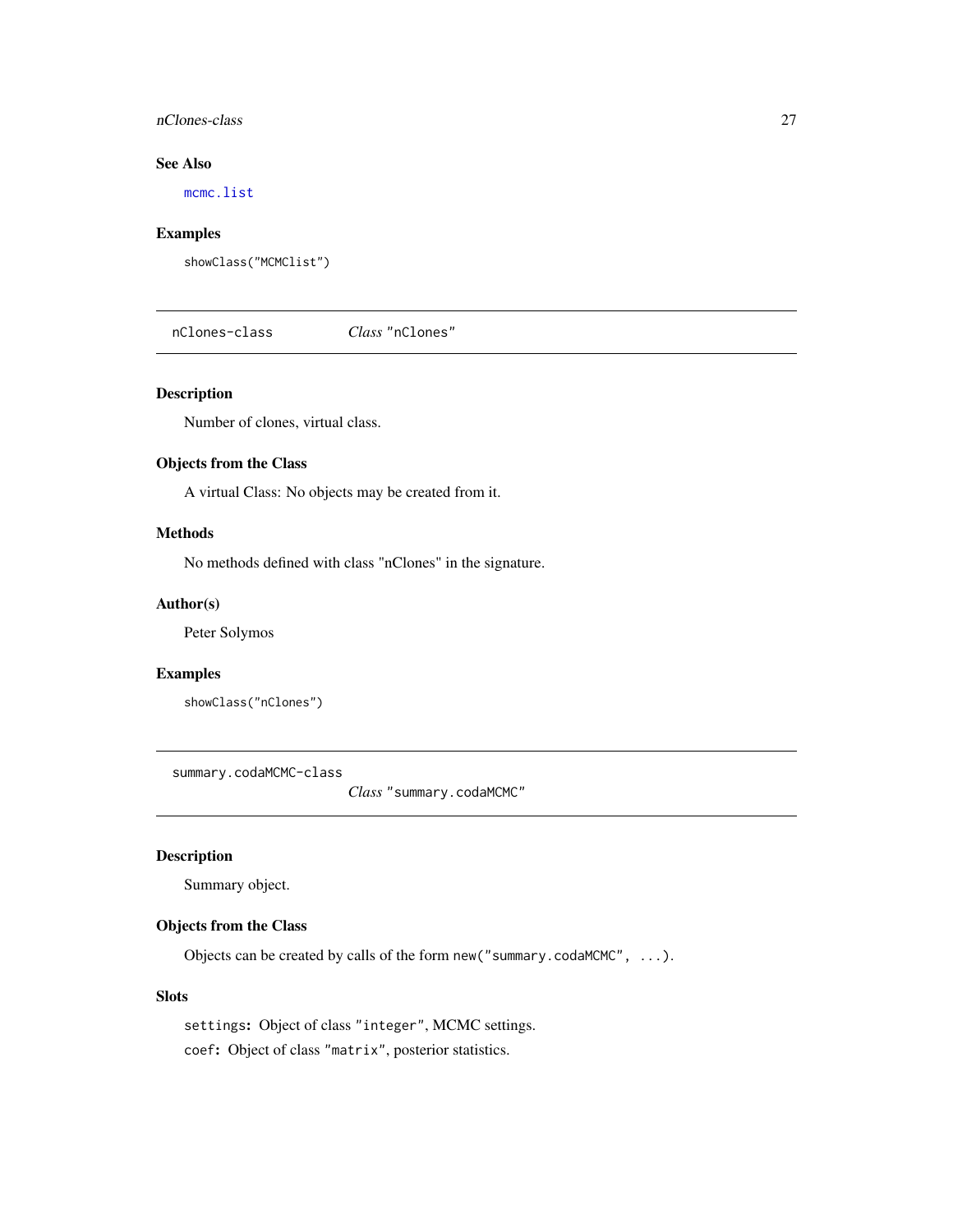### See Also

mcmc.list

### Examples

```
showClass("MCMClist")
```

---

## nClones-class *Class* "nClones"

### Description

Number of clones, virtual class.

### Objects from the Class

A virtual Class: No objects may be created from it.

### Methods

No methods defined with class "nClones" in the signature.

### Author(s)

Peter Solymos

### Examples

```
showClass("nClones")
```

---

## summary.codaMCMC-class *Class* "summary.codaMCMC"

### Description

Summary object.

### Objects from the Class

Objects can be created by calls of the form `new("summary.codaMCMC", ...)`.

### Slots

`settings`: Object of class "integer", MCMC settings.

`coef`: Object of class "matrix", posterior statistics.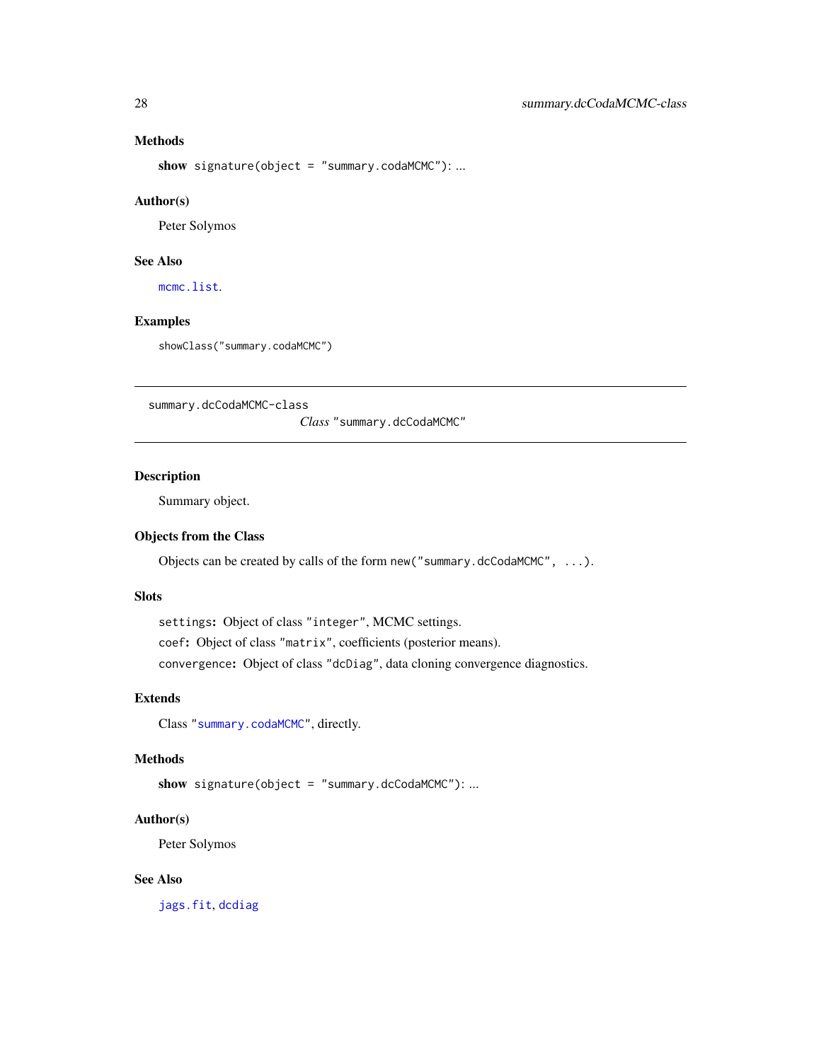### Methods

**show** `signature(object = "summary.codaMCMC")`: ...

### Author(s)

Peter Solymos

### See Also

`mcmc.list`.

### Examples

```
showClass("summary.codaMCMC")
```

---

`summary.dcCodaMCMC-class`

## *Class* `"summary.dcCodaMCMC"`

---

### Description

Summary object.

### Objects from the Class

Objects can be created by calls of the form `new("summary.dcCodaMCMC", ...)`.

### Slots

`settings`**:** Object of class `"integer"`, MCMC settings.

`coef`**:** Object of class `"matrix"`, coefficients (posterior means).

`convergence`**:** Object of class `"dcDiag"`, data cloning convergence diagnostics.

### Extends

Class `"summary.codaMCMC"`, directly.

### Methods

**show** `signature(object = "summary.dcCodaMCMC")`: ...

### Author(s)

Peter Solymos

### See Also

`jags.fit`, `dcdiag`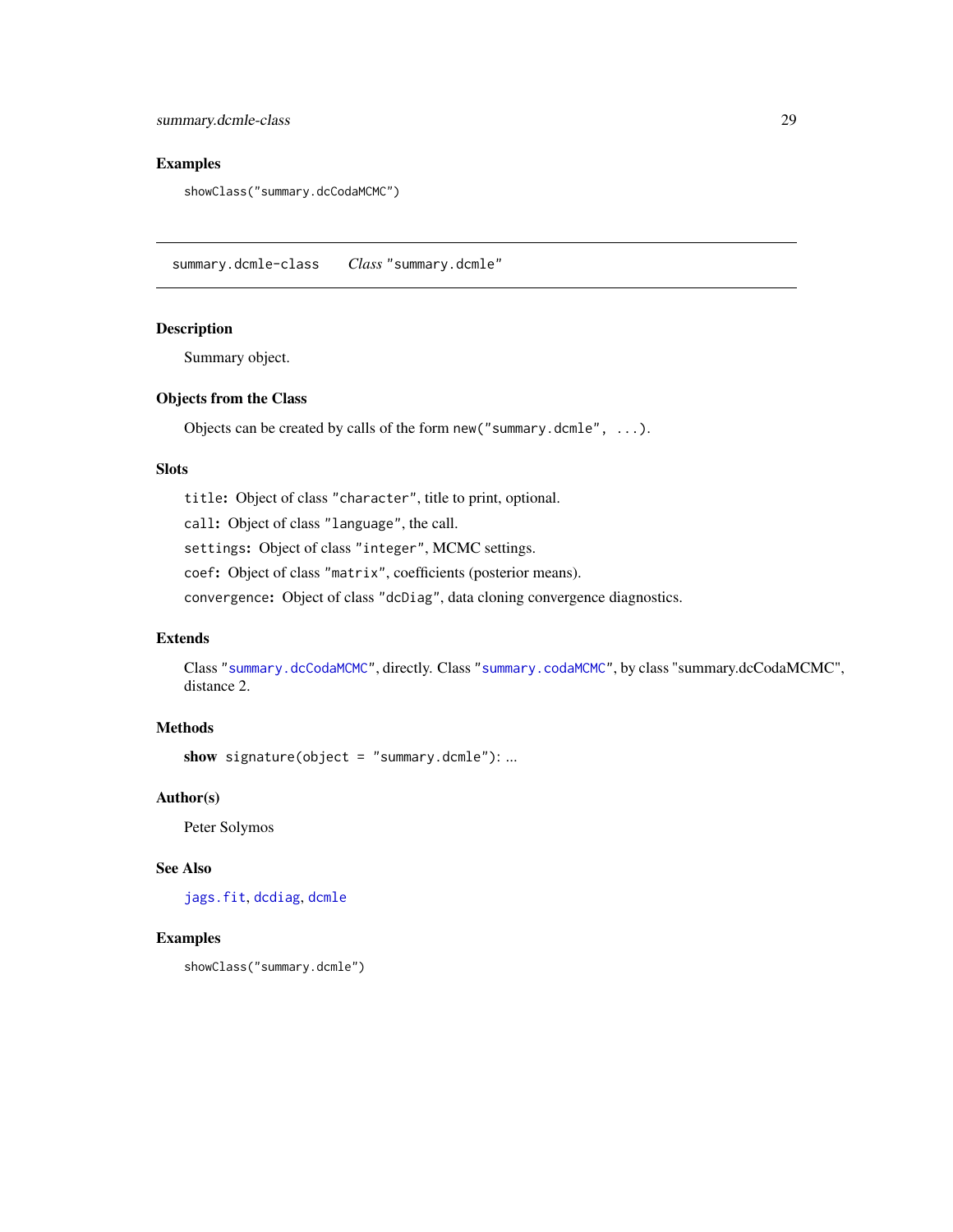## Examples

```
showClass("summary.dcCodaMCMC")
```

---

# summary.dcmle-class    *Class* "summary.dcmle"

## Description

Summary object.

## Objects from the Class

Objects can be created by calls of the form `new("summary.dcmle", ...)`.

## Slots

`title`: Object of class "`character`", title to print, optional.

`call`: Object of class "`language`", the call.

`settings`: Object of class "`integer`", MCMC settings.

`coef`: Object of class "`matrix`", coefficients (posterior means).

`convergence`: Object of class "`dcDiag`", data cloning convergence diagnostics.

## Extends

Class "`summary.dcCodaMCMC`", directly. Class "`summary.codaMCMC`", by class "summary.dcCodaMCMC", distance 2.

## Methods

**show** `signature(object = "summary.dcmle")`: ...

## Author(s)

Peter Solymos

## See Also

`jags.fit`, `dcdiag`, `dcmle`

## Examples

```
showClass("summary.dcmle")
```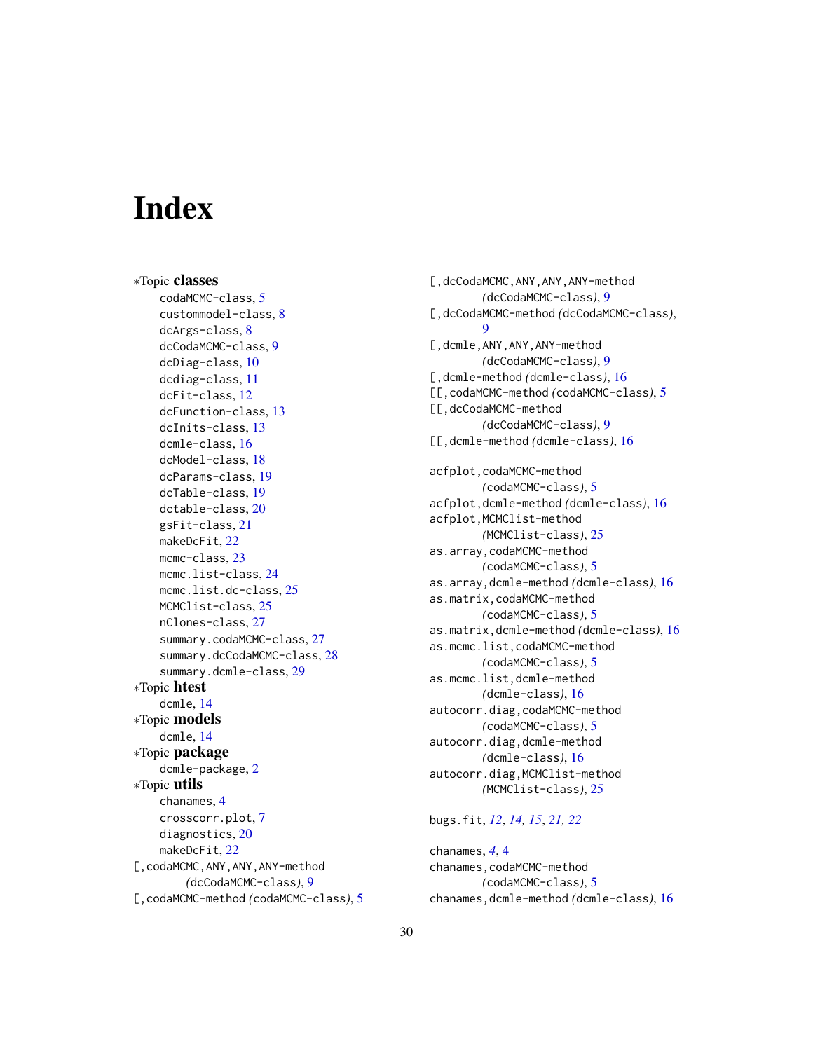# Index

∗Topic **classes**
- codaMCMC-class, 5
- custommodel-class, 8
- dcArgs-class, 8
- dcCodaMCMC-class, 9
- dcDiag-class, 10
- dcdiag-class, 11
- dcFit-class, 12
- dcFunction-class, 13
- dcInits-class, 13
- dcmle-class, 16
- dcModel-class, 18
- dcParams-class, 19
- dcTable-class, 19
- dctable-class, 20
- gsFit-class, 21
- makeDcFit, 22
- mcmc-class, 23
- mcmc.list-class, 24
- mcmc.list.dc-class, 25
- MCMClist-class, 25
- nClones-class, 27
- summary.codaMCMC-class, 27
- summary.dcCodaMCMC-class, 28
- summary.dcmle-class, 29

∗Topic **htest**
- dcmle, 14

∗Topic **models**
- dcmle, 14

∗Topic **package**
- dcmle-package, 2

∗Topic **utils**
- chanames, 4
- crosscorr.plot, 7
- diagnostics, 20
- makeDcFit, 22

[,codaMCMC,ANY,ANY,ANY-method *(dcCodaMCMC-class)*, 9
[,codaMCMC-method *(codaMCMC-class)*, 5
[,dcCodaMCMC,ANY,ANY,ANY-method *(dcCodaMCMC-class)*, 9
[,dcCodaMCMC-method *(dcCodaMCMC-class)*, 9
[,dcmle,ANY,ANY,ANY-method *(dcCodaMCMC-class)*, 9
[,dcmle-method *(dcmle-class)*, 16
[[,codaMCMC-method *(codaMCMC-class)*, 5
[[,dcCodaMCMC-method *(dcCodaMCMC-class)*, 9
[[,dcmle-method *(dcmle-class)*, 16

acfplot,codaMCMC-method *(codaMCMC-class)*, 5
acfplot,dcmle-method *(dcmle-class)*, 16
acfplot,MCMClist-method *(MCMClist-class)*, 25
as.array,codaMCMC-method *(codaMCMC-class)*, 5
as.array,dcmle-method *(dcmle-class)*, 16
as.matrix,codaMCMC-method *(codaMCMC-class)*, 5
as.matrix,dcmle-method *(dcmle-class)*, 16
as.mcmc.list,codaMCMC-method *(codaMCMC-class)*, 5
as.mcmc.list,dcmle-method *(dcmle-class)*, 16
autocorr.diag,codaMCMC-method *(codaMCMC-class)*, 5
autocorr.diag,dcmle-method *(dcmle-class)*, 16
autocorr.diag,MCMClist-method *(MCMClist-class)*, 25

bugs.fit, *12*, *14*, *15*, *21*, *22*

chanames, *4*, 4
chanames,codaMCMC-method *(codaMCMC-class)*, 5
chanames,dcmle-method *(dcmle-class)*, 16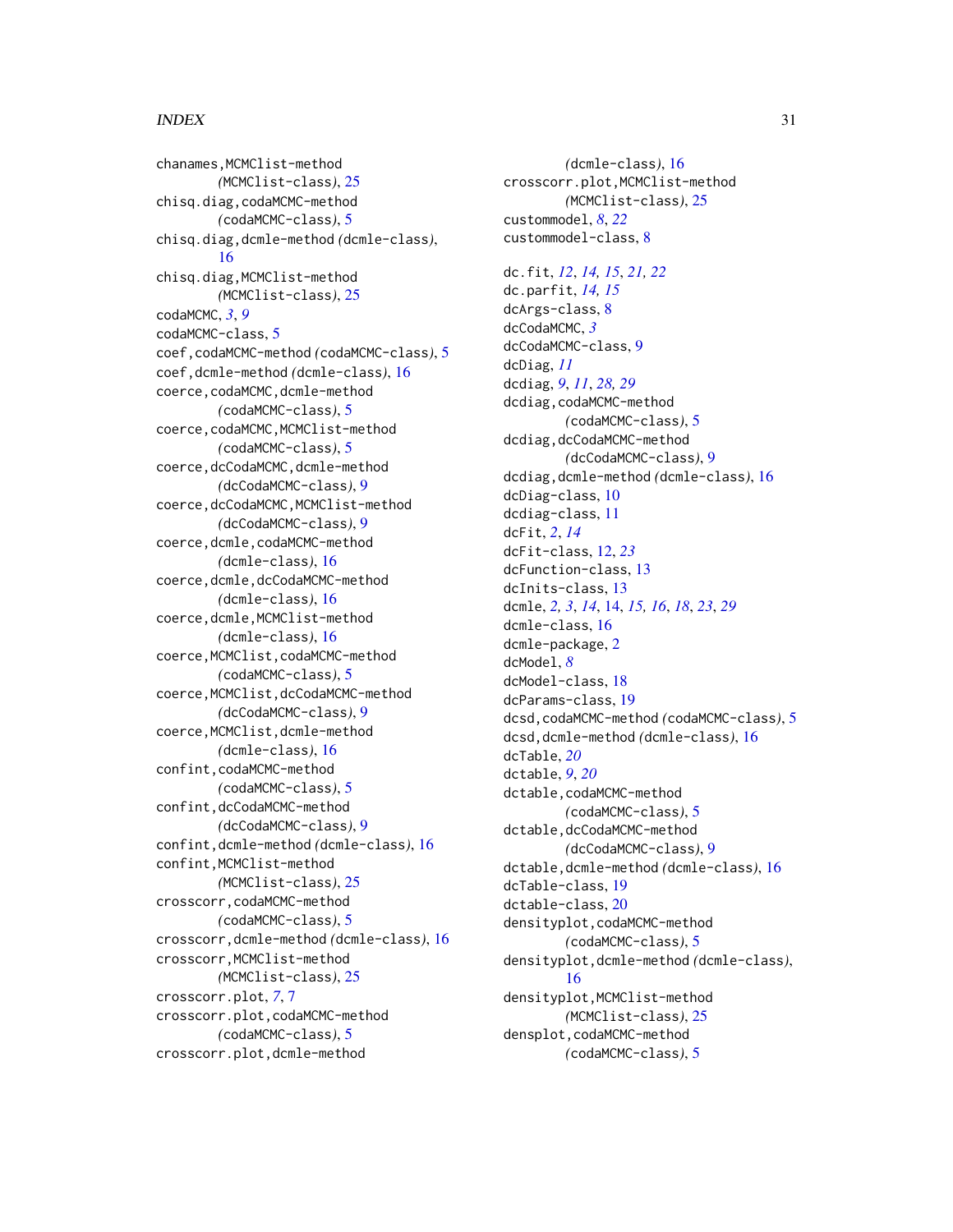chanames,MCMClist-method
    *(*MCMClist-class*)*, 25
chisq.diag,codaMCMC-method
    *(*codaMCMC-class*)*, 5
chisq.diag,dcmle-method *(*dcmle-class*)*,
    16
chisq.diag,MCMClist-method
    *(*MCMClist-class*)*, 25
codaMCMC, *3*, *9*
codaMCMC-class, 5
coef,codaMCMC-method *(*codaMCMC-class*)*, 5
coef,dcmle-method *(*dcmle-class*)*, 16
coerce,codaMCMC,dcmle-method
    *(*codaMCMC-class*)*, 5
coerce,codaMCMC,MCMClist-method
    *(*codaMCMC-class*)*, 5
coerce,dcCodaMCMC,dcmle-method
    *(*dcCodaMCMC-class*)*, 9
coerce,dcCodaMCMC,MCMClist-method
    *(*dcCodaMCMC-class*)*, 9
coerce,dcmle,codaMCMC-method
    *(*dcmle-class*)*, 16
coerce,dcmle,dcCodaMCMC-method
    *(*dcmle-class*)*, 16
coerce,dcmle,MCMClist-method
    *(*dcmle-class*)*, 16
coerce,MCMClist,codaMCMC-method
    *(*codaMCMC-class*)*, 5
coerce,MCMClist,dcCodaMCMC-method
    *(*dcCodaMCMC-class*)*, 9
coerce,MCMClist,dcmle-method
    *(*dcmle-class*)*, 16
confint,codaMCMC-method
    *(*codaMCMC-class*)*, 5
confint,dcCodaMCMC-method
    *(*dcCodaMCMC-class*)*, 9
confint,dcmle-method *(*dcmle-class*)*, 16
confint,MCMClist-method
    *(*MCMClist-class*)*, 25
crosscorr,codaMCMC-method
    *(*codaMCMC-class*)*, 5
crosscorr,dcmle-method *(*dcmle-class*)*, 16
crosscorr,MCMClist-method
    *(*MCMClist-class*)*, 25
crosscorr.plot, *7*, 7
crosscorr.plot,codaMCMC-method
    *(*codaMCMC-class*)*, 5
crosscorr.plot,dcmle-method
    *(*dcmle-class*)*, 16
crosscorr.plot,MCMClist-method
    *(*MCMClist-class*)*, 25
custommodel, *8*, *22*
custommodel-class, 8

dc.fit, *12*, *14, 15*, *21, 22*
dc.parfit, *14, 15*
dcArgs-class, 8
dcCodaMCMC, *3*
dcCodaMCMC-class, 9
dcDiag, *11*
dcdiag, *9*, *11*, *28, 29*
dcdiag,codaMCMC-method
    *(*codaMCMC-class*)*, 5
dcdiag,dcCodaMCMC-method
    *(*dcCodaMCMC-class*)*, 9
dcdiag,dcmle-method *(*dcmle-class*)*, 16
dcDiag-class, 10
dcdiag-class, 11
dcFit, *2*, *14*
dcFit-class, 12, *23*
dcFunction-class, 13
dcInits-class, 13
dcmle, *2, 3*, *14*, 14, *15, 16*, *18*, *23*, *29*
dcmle-class, 16
dcmle-package, 2
dcModel, *8*
dcModel-class, 18
dcParams-class, 19
dcsd,codaMCMC-method *(*codaMCMC-class*)*, 5
dcsd,dcmle-method *(*dcmle-class*)*, 16
dcTable, *20*
dctable, *9*, *20*
dctable,codaMCMC-method
    *(*codaMCMC-class*)*, 5
dctable,dcCodaMCMC-method
    *(*dcCodaMCMC-class*)*, 9
dctable,dcmle-method *(*dcmle-class*)*, 16
dcTable-class, 19
dctable-class, 20
densityplot,codaMCMC-method
    *(*codaMCMC-class*)*, 5
densityplot,dcmle-method *(*dcmle-class*)*,
    16
densityplot,MCMClist-method
    *(*MCMClist-class*)*, 25
densplot,codaMCMC-method
    *(*codaMCMC-class*)*, 5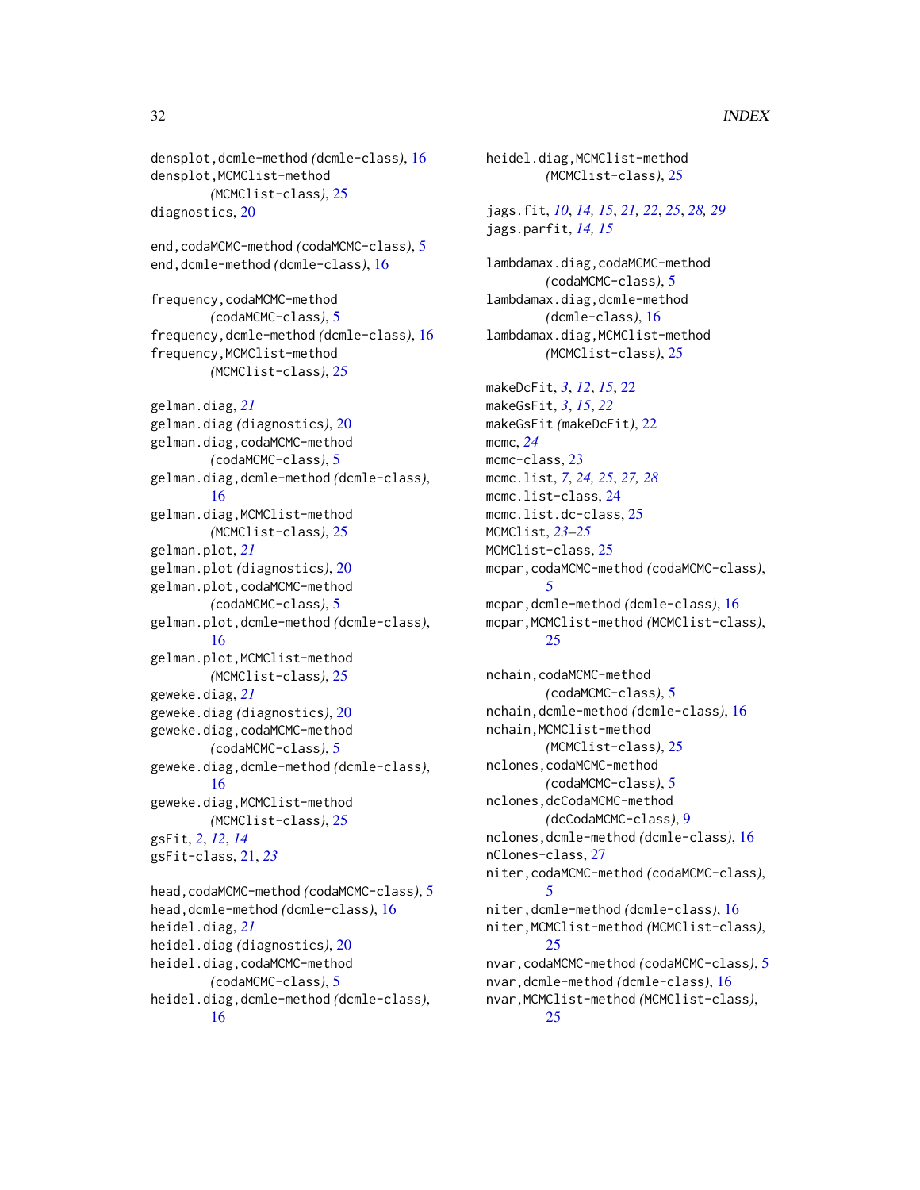densplot,dcmle-method *(*dcmle-class*)*, 16
densplot,MCMClist-method *(*MCMClist-class*)*, 25
diagnostics, 20

end,codaMCMC-method *(*codaMCMC-class*)*, 5
end,dcmle-method *(*dcmle-class*)*, 16

frequency,codaMCMC-method *(*codaMCMC-class*)*, 5
frequency,dcmle-method *(*dcmle-class*)*, 16
frequency,MCMClist-method *(*MCMClist-class*)*, 25

gelman.diag, *21*
gelman.diag *(*diagnostics*)*, 20
gelman.diag,codaMCMC-method *(*codaMCMC-class*)*, 5
gelman.diag,dcmle-method *(*dcmle-class*)*, 16
gelman.diag,MCMClist-method *(*MCMClist-class*)*, 25
gelman.plot, *21*
gelman.plot *(*diagnostics*)*, 20
gelman.plot,codaMCMC-method *(*codaMCMC-class*)*, 5
gelman.plot,dcmle-method *(*dcmle-class*)*, 16
gelman.plot,MCMClist-method *(*MCMClist-class*)*, 25
geweke.diag, *21*
geweke.diag *(*diagnostics*)*, 20
geweke.diag,codaMCMC-method *(*codaMCMC-class*)*, 5
geweke.diag,dcmle-method *(*dcmle-class*)*, 16
geweke.diag,MCMClist-method *(*MCMClist-class*)*, 25
gsFit, *2*, *12*, *14*
gsFit-class, 21, *23*

head,codaMCMC-method *(*codaMCMC-class*)*, 5
head,dcmle-method *(*dcmle-class*)*, 16
heidel.diag, *21*
heidel.diag *(*diagnostics*)*, 20
heidel.diag,codaMCMC-method *(*codaMCMC-class*)*, 5
heidel.diag,dcmle-method *(*dcmle-class*)*, 16
heidel.diag,MCMClist-method *(*MCMClist-class*)*, 25

jags.fit, *10*, *14, 15*, *21, 22*, *25*, *28, 29*
jags.parfit, *14, 15*

lambdamax.diag,codaMCMC-method *(*codaMCMC-class*)*, 5
lambdamax.diag,dcmle-method *(*dcmle-class*)*, 16
lambdamax.diag,MCMClist-method *(*MCMClist-class*)*, 25

makeDcFit, *3*, *12*, *15*, 22
makeGsFit, *3*, *15*, *22*
makeGsFit *(*makeDcFit*)*, 22
mcmc, *24*
mcmc-class, 23
mcmc.list, *7*, *24, 25*, *27, 28*
mcmc.list-class, 24
mcmc.list.dc-class, 25
MCMClist, *23–25*
MCMClist-class, 25
mcpar,codaMCMC-method *(*codaMCMC-class*)*, 5
mcpar,dcmle-method *(*dcmle-class*)*, 16
mcpar,MCMClist-method *(*MCMClist-class*)*, 25

nchain,codaMCMC-method *(*codaMCMC-class*)*, 5
nchain,dcmle-method *(*dcmle-class*)*, 16
nchain,MCMClist-method *(*MCMClist-class*)*, 25
nclones,codaMCMC-method *(*codaMCMC-class*)*, 5
nclones,dcCodaMCMC-method *(*dcCodaMCMC-class*)*, 9
nclones,dcmle-method *(*dcmle-class*)*, 16
nClones-class, 27
niter,codaMCMC-method *(*codaMCMC-class*)*, 5
niter,dcmle-method *(*dcmle-class*)*, 16
niter,MCMClist-method *(*MCMClist-class*)*, 25
nvar,codaMCMC-method *(*codaMCMC-class*)*, 5
nvar,dcmle-method *(*dcmle-class*)*, 16
nvar,MCMClist-method *(*MCMClist-class*)*, 25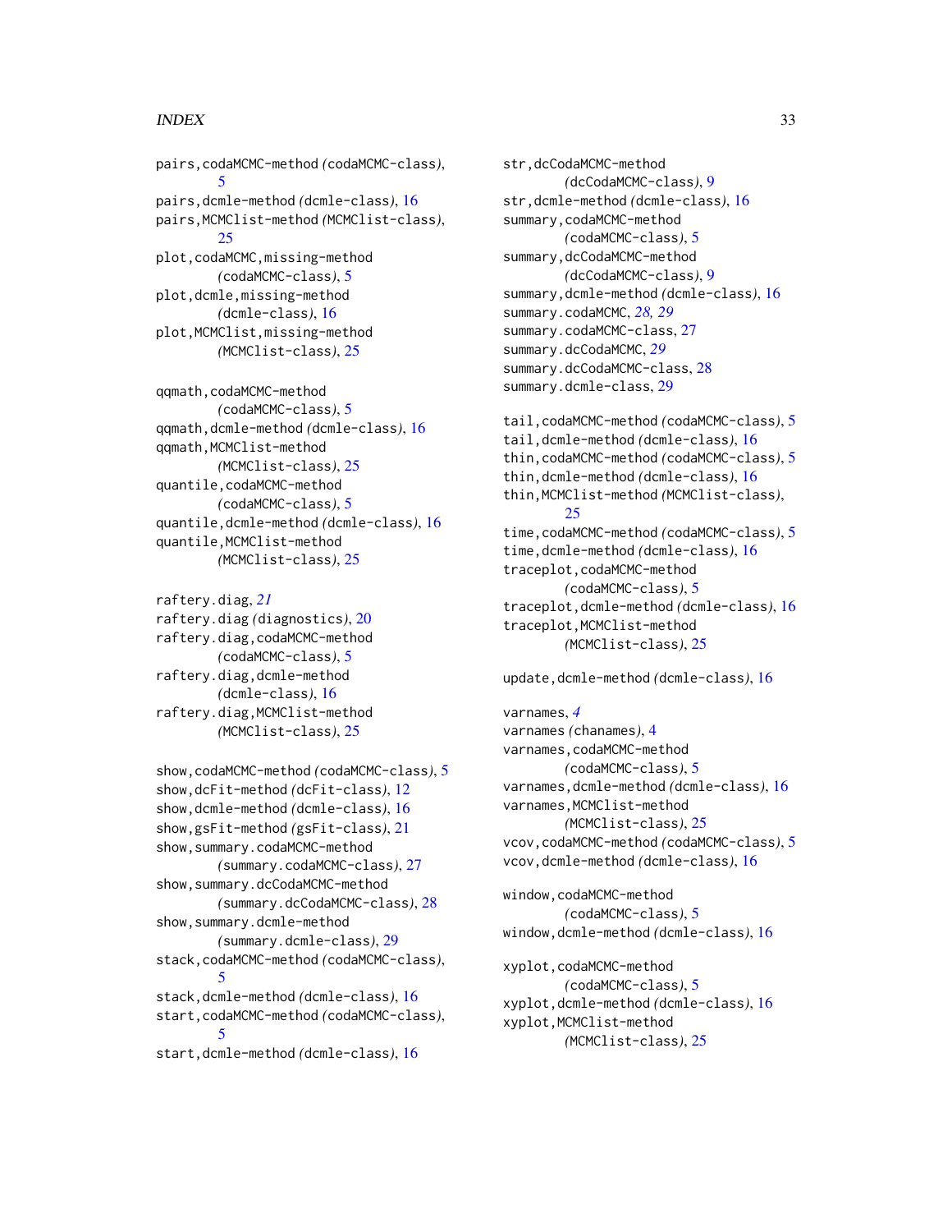pairs,codaMCMC-method *(codaMCMC-class)*, 5
pairs,dcmle-method *(dcmle-class)*, 16
pairs,MCMClist-method *(MCMClist-class)*, 25
plot,codaMCMC,missing-method *(codaMCMC-class)*, 5
plot,dcmle,missing-method *(dcmle-class)*, 16
plot,MCMClist,missing-method *(MCMClist-class)*, 25

qqmath,codaMCMC-method *(codaMCMC-class)*, 5
qqmath,dcmle-method *(dcmle-class)*, 16
qqmath,MCMClist-method *(MCMClist-class)*, 25
quantile,codaMCMC-method *(codaMCMC-class)*, 5
quantile,dcmle-method *(dcmle-class)*, 16
quantile,MCMClist-method *(MCMClist-class)*, 25

raftery.diag, *21*
raftery.diag *(diagnostics)*, 20
raftery.diag,codaMCMC-method *(codaMCMC-class)*, 5
raftery.diag,dcmle-method *(dcmle-class)*, 16
raftery.diag,MCMClist-method *(MCMClist-class)*, 25

show,codaMCMC-method *(codaMCMC-class)*, 5
show,dcFit-method *(dcFit-class)*, 12
show,dcmle-method *(dcmle-class)*, 16
show,gsFit-method *(gsFit-class)*, 21
show,summary.codaMCMC-method *(summary.codaMCMC-class)*, 27
show,summary.dcCodaMCMC-method *(summary.dcCodaMCMC-class)*, 28
show,summary.dcmle-method *(summary.dcmle-class)*, 29
stack,codaMCMC-method *(codaMCMC-class)*, 5
stack,dcmle-method *(dcmle-class)*, 16
start,codaMCMC-method *(codaMCMC-class)*, 5
start,dcmle-method *(dcmle-class)*, 16
str,dcCodaMCMC-method *(dcCodaMCMC-class)*, 9
str,dcmle-method *(dcmle-class)*, 16
summary,codaMCMC-method *(codaMCMC-class)*, 5
summary,dcCodaMCMC-method *(dcCodaMCMC-class)*, 9
summary,dcmle-method *(dcmle-class)*, 16
summary.codaMCMC, *28, 29*
summary.codaMCMC-class, 27
summary.dcCodaMCMC, *29*
summary.dcCodaMCMC-class, 28
summary.dcmle-class, 29

tail,codaMCMC-method *(codaMCMC-class)*, 5
tail,dcmle-method *(dcmle-class)*, 16
thin,codaMCMC-method *(codaMCMC-class)*, 5
thin,dcmle-method *(dcmle-class)*, 16
thin,MCMClist-method *(MCMClist-class)*, 25
time,codaMCMC-method *(codaMCMC-class)*, 5
time,dcmle-method *(dcmle-class)*, 16
traceplot,codaMCMC-method *(codaMCMC-class)*, 5
traceplot,dcmle-method *(dcmle-class)*, 16
traceplot,MCMClist-method *(MCMClist-class)*, 25

update,dcmle-method *(dcmle-class)*, 16

varnames, *4*
varnames *(chanames)*, 4
varnames,codaMCMC-method *(codaMCMC-class)*, 5
varnames,dcmle-method *(dcmle-class)*, 16
varnames,MCMClist-method *(MCMClist-class)*, 25
vcov,codaMCMC-method *(codaMCMC-class)*, 5
vcov,dcmle-method *(dcmle-class)*, 16

window,codaMCMC-method *(codaMCMC-class)*, 5
window,dcmle-method *(dcmle-class)*, 16

xyplot,codaMCMC-method *(codaMCMC-class)*, 5
xyplot,dcmle-method *(dcmle-class)*, 16
xyplot,MCMClist-method *(MCMClist-class)*, 25